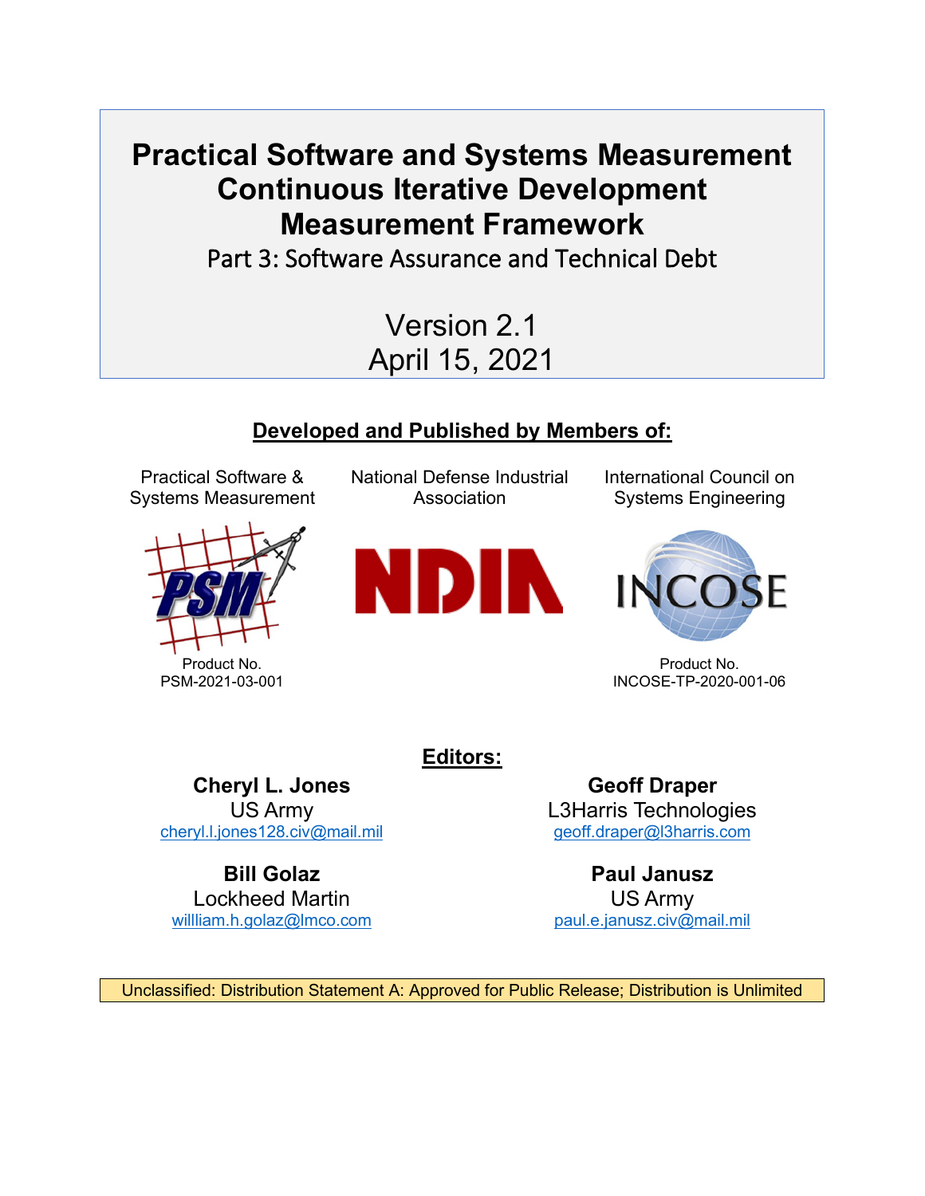# Practical Software and Systems Measurement Continuous Iterative Development Measurement Framework

Part 3: Software Assurance and Technical Debt

Version 2.1
April 15, 2021

**Developed and Published by Members of:**

| Practical Software & Systems Measurement | National Defense Industrial Association | International Council on Systems Engineering |
| --- | --- | --- |
| PSM | NDIA | INCOSE |
| Product No. PSM-2021-03-001 | | Product No. INCOSE-TP-2020-001-06 |

**Editors:**

**Cheryl L. Jones**
US Army
cheryl.l.jones128.civ@mail.mil

**Geoff Draper**
L3Harris Technologies
geoff.draper@l3harris.com

**Bill Golaz**
Lockheed Martin
willliam.h.golaz@lmco.com

**Paul Janusz**
US Army
paul.e.janusz.civ@mail.mil

Unclassified: Distribution Statement A: Approved for Public Release; Distribution is Unlimited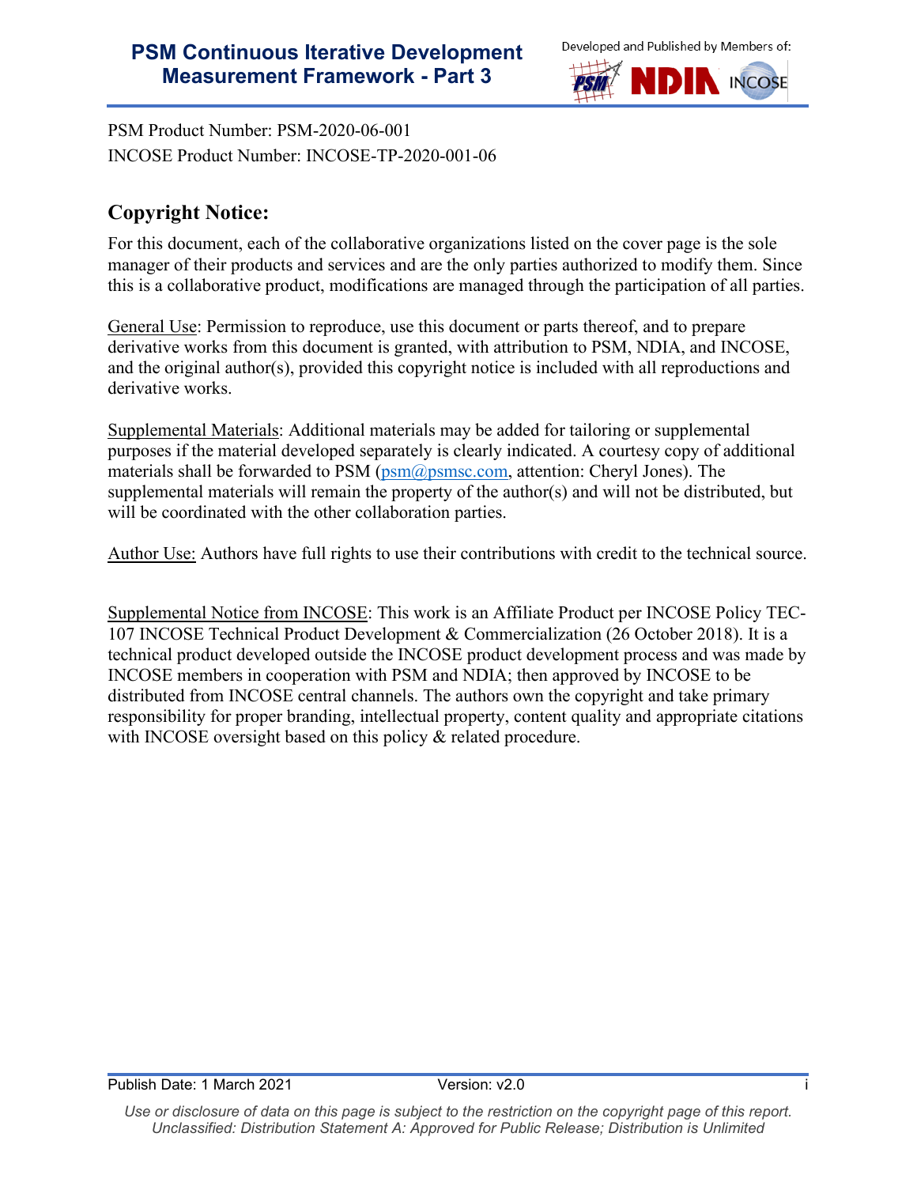PSM Product Number: PSM-2020-06-001
INCOSE Product Number: INCOSE-TP-2020-001-06

## Copyright Notice:

For this document, each of the collaborative organizations listed on the cover page is the sole manager of their products and services and are the only parties authorized to modify them. Since this is a collaborative product, modifications are managed through the participation of all parties.

General Use: Permission to reproduce, use this document or parts thereof, and to prepare derivative works from this document is granted, with attribution to PSM, NDIA, and INCOSE, and the original author(s), provided this copyright notice is included with all reproductions and derivative works.

Supplemental Materials: Additional materials may be added for tailoring or supplemental purposes if the material developed separately is clearly indicated. A courtesy copy of additional materials shall be forwarded to PSM (psm@psmsc.com, attention: Cheryl Jones). The supplemental materials will remain the property of the author(s) and will not be distributed, but will be coordinated with the other collaboration parties.

Author Use: Authors have full rights to use their contributions with credit to the technical source.

Supplemental Notice from INCOSE: This work is an Affiliate Product per INCOSE Policy TEC-107 INCOSE Technical Product Development & Commercialization (26 October 2018). It is a technical product developed outside the INCOSE product development process and was made by INCOSE members in cooperation with PSM and NDIA; then approved by INCOSE to be distributed from INCOSE central channels. The authors own the copyright and take primary responsibility for proper branding, intellectual property, content quality and appropriate citations with INCOSE oversight based on this policy & related procedure.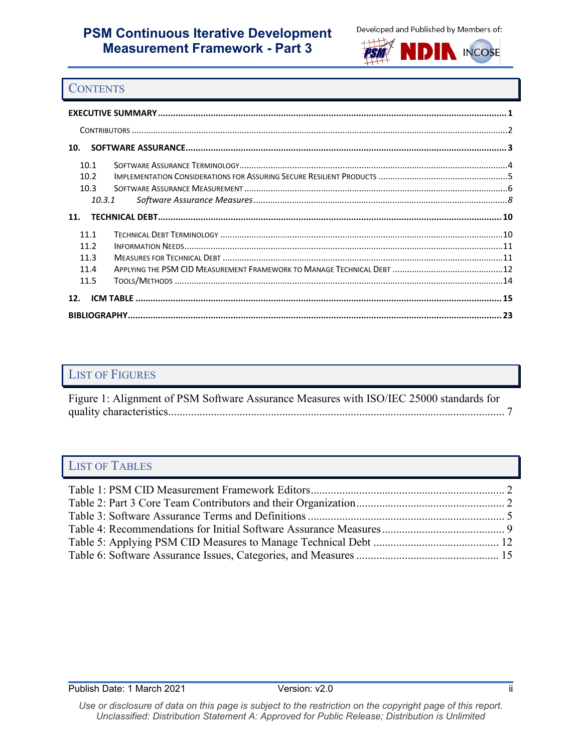## Contents

**EXECUTIVE SUMMARY** ........................................ 1

- Contributors ........................................ 2

**10. SOFTWARE ASSURANCE** ........................................ 3

- 10.1 Software Assurance Terminology ........................................ 4
- 10.2 Implementation Considerations for Assuring Secure Resilient Products ........................................ 5
- 10.3 Software Assurance Measurement ........................................ 6
  - *10.3.1 Software Assurance Measures* ........................................ *8*

**11. TECHNICAL DEBT** ........................................ 10

- 11.1 Technical Debt Terminology ........................................ 10
- 11.2 Information Needs ........................................ 11
- 11.3 Measures for Technical Debt ........................................ 11
- 11.4 Applying the PSM CID Measurement Framework to Manage Technical Debt ........................................ 12
- 11.5 Tools/Methods ........................................ 14

**12. ICM TABLE** ........................................ 15

**BIBLIOGRAPHY** ........................................ 23

## List of Figures

Figure 1: Alignment of PSM Software Assurance Measures with ISO/IEC 25000 standards for quality characteristics........................................ 7

## List of Tables

Table 1: PSM CID Measurement Framework Editors........................................ 2
Table 2: Part 3 Core Team Contributors and their Organization........................................ 2
Table 3: Software Assurance Terms and Definitions ........................................ 5
Table 4: Recommendations for Initial Software Assurance Measures........................................ 9
Table 5: Applying PSM CID Measures to Manage Technical Debt ........................................ 12
Table 6: Software Assurance Issues, Categories, and Measures ........................................ 15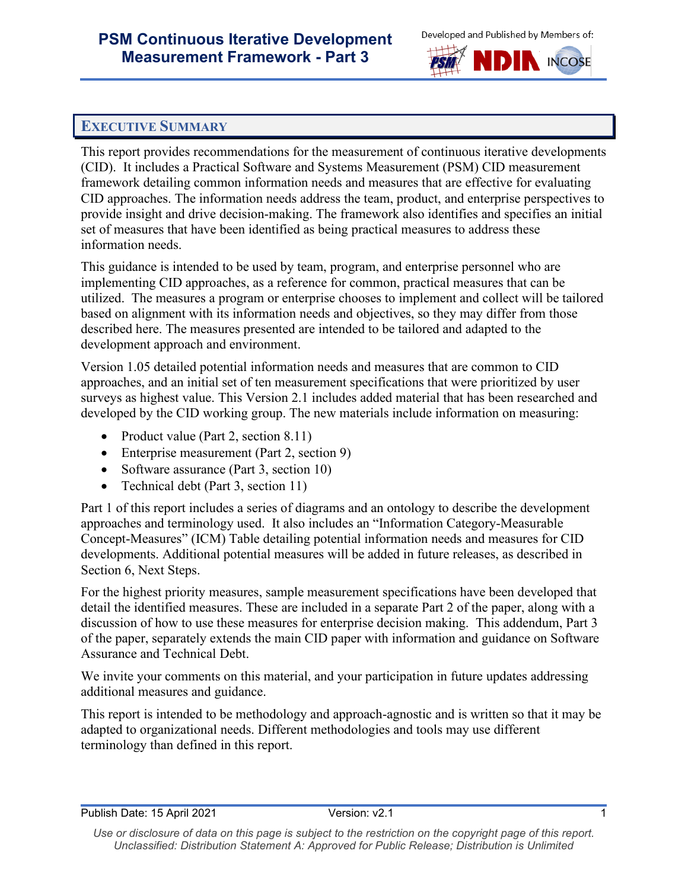## Executive Summary

This report provides recommendations for the measurement of continuous iterative developments (CID). It includes a Practical Software and Systems Measurement (PSM) CID measurement framework detailing common information needs and measures that are effective for evaluating CID approaches. The information needs address the team, product, and enterprise perspectives to provide insight and drive decision-making. The framework also identifies and specifies an initial set of measures that have been identified as being practical measures to address these information needs.

This guidance is intended to be used by team, program, and enterprise personnel who are implementing CID approaches, as a reference for common, practical measures that can be utilized. The measures a program or enterprise chooses to implement and collect will be tailored based on alignment with its information needs and objectives, so they may differ from those described here. The measures presented are intended to be tailored and adapted to the development approach and environment.

Version 1.05 detailed potential information needs and measures that are common to CID approaches, and an initial set of ten measurement specifications that were prioritized by user surveys as highest value. This Version 2.1 includes added material that has been researched and developed by the CID working group. The new materials include information on measuring:

- Product value (Part 2, section 8.11)
- Enterprise measurement (Part 2, section 9)
- Software assurance (Part 3, section 10)
- Technical debt (Part 3, section 11)

Part 1 of this report includes a series of diagrams and an ontology to describe the development approaches and terminology used. It also includes an "Information Category-Measurable Concept-Measures" (ICM) Table detailing potential information needs and measures for CID developments. Additional potential measures will be added in future releases, as described in Section 6, Next Steps.

For the highest priority measures, sample measurement specifications have been developed that detail the identified measures. These are included in a separate Part 2 of the paper, along with a discussion of how to use these measures for enterprise decision making. This addendum, Part 3 of the paper, separately extends the main CID paper with information and guidance on Software Assurance and Technical Debt.

We invite your comments on this material, and your participation in future updates addressing additional measures and guidance.

This report is intended to be methodology and approach-agnostic and is written so that it may be adapted to organizational needs. Different methodologies and tools may use different terminology than defined in this report.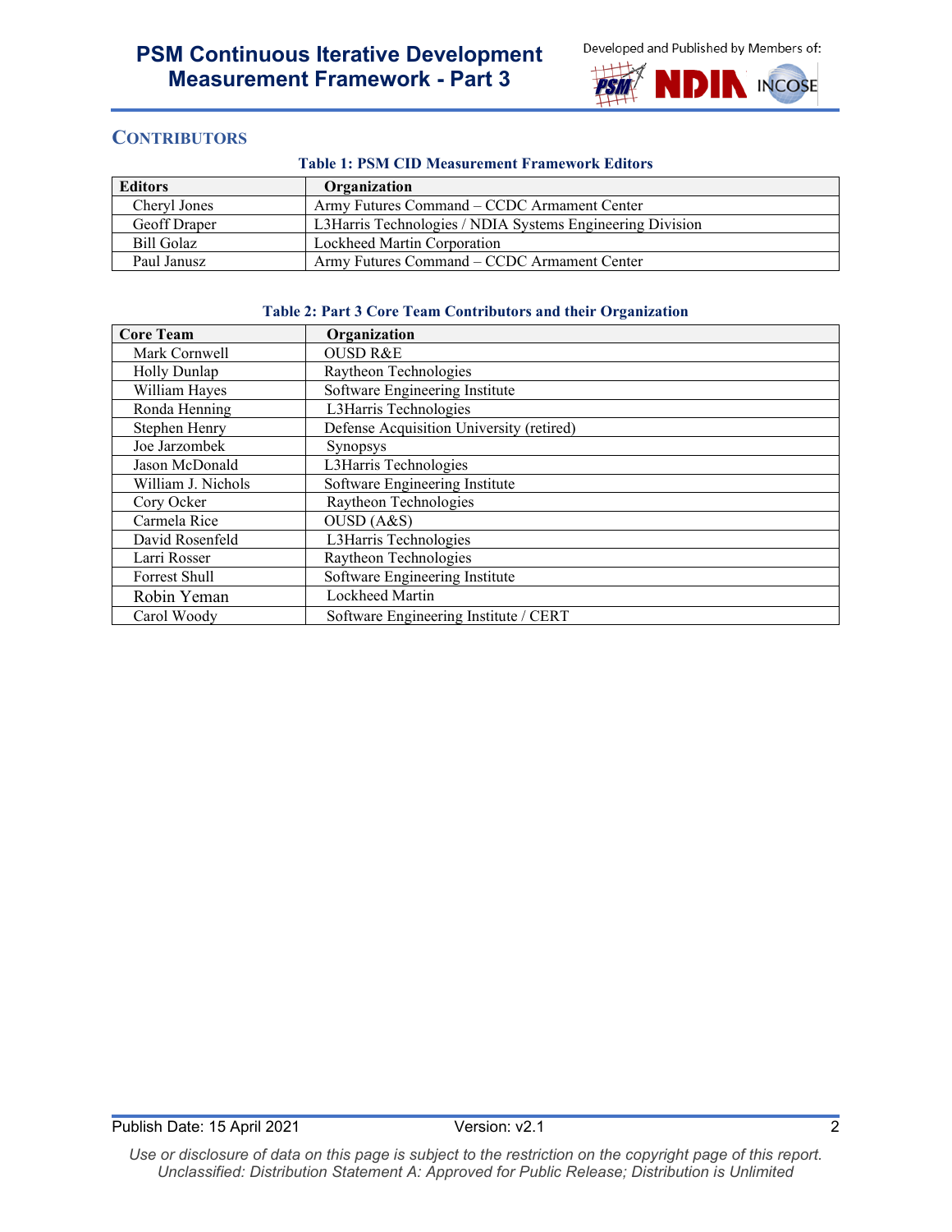## CONTRIBUTORS

**Table 1: PSM CID Measurement Framework Editors**

| Editors | Organization |
| --- | --- |
| Cheryl Jones | Army Futures Command – CCDC Armament Center |
| Geoff Draper | L3Harris Technologies / NDIA Systems Engineering Division |
| Bill Golaz | Lockheed Martin Corporation |
| Paul Janusz | Army Futures Command – CCDC Armament Center |

**Table 2: Part 3 Core Team Contributors and their Organization**

| Core Team | Organization |
| --- | --- |
| Mark Cornwell | OUSD R&E |
| Holly Dunlap | Raytheon Technologies |
| William Hayes | Software Engineering Institute |
| Ronda Henning | L3Harris Technologies |
| Stephen Henry | Defense Acquisition University (retired) |
| Joe Jarzombek | Synopsys |
| Jason McDonald | L3Harris Technologies |
| William J. Nichols | Software Engineering Institute |
| Cory Ocker | Raytheon Technologies |
| Carmela Rice | OUSD (A&S) |
| David Rosenfeld | L3Harris Technologies |
| Larri Rosser | Raytheon Technologies |
| Forrest Shull | Software Engineering Institute |
| Robin Yeman | Lockheed Martin |
| Carol Woody | Software Engineering Institute / CERT |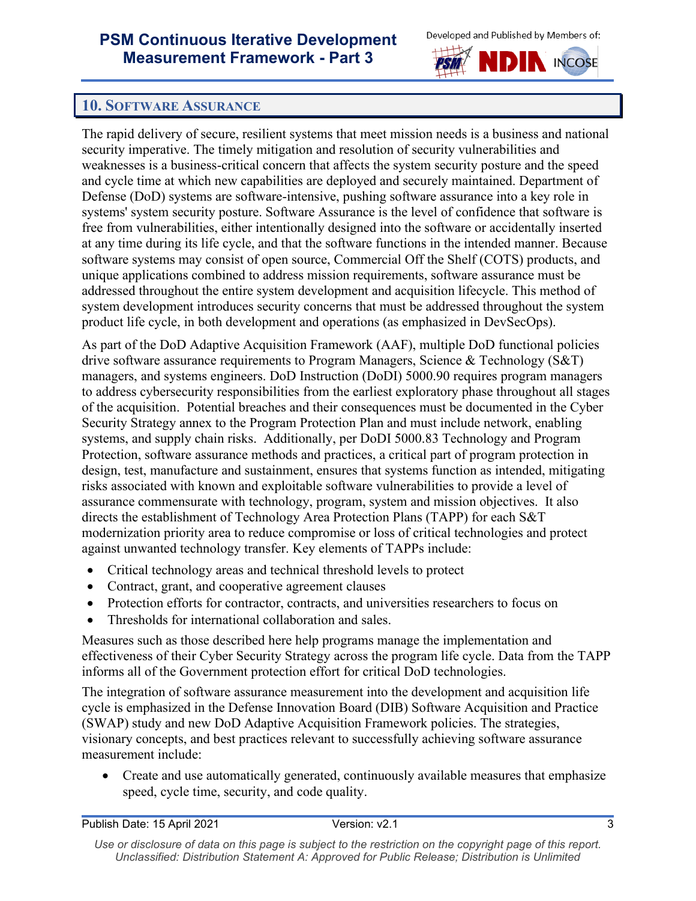# 10. Software Assurance

The rapid delivery of secure, resilient systems that meet mission needs is a business and national security imperative. The timely mitigation and resolution of security vulnerabilities and weaknesses is a business-critical concern that affects the system security posture and the speed and cycle time at which new capabilities are deployed and securely maintained. Department of Defense (DoD) systems are software-intensive, pushing software assurance into a key role in systems' system security posture. Software Assurance is the level of confidence that software is free from vulnerabilities, either intentionally designed into the software or accidentally inserted at any time during its life cycle, and that the software functions in the intended manner. Because software systems may consist of open source, Commercial Off the Shelf (COTS) products, and unique applications combined to address mission requirements, software assurance must be addressed throughout the entire system development and acquisition lifecycle. This method of system development introduces security concerns that must be addressed throughout the system product life cycle, in both development and operations (as emphasized in DevSecOps).

As part of the DoD Adaptive Acquisition Framework (AAF), multiple DoD functional policies drive software assurance requirements to Program Managers, Science & Technology (S&T) managers, and systems engineers. DoD Instruction (DoDI) 5000.90 requires program managers to address cybersecurity responsibilities from the earliest exploratory phase throughout all stages of the acquisition. Potential breaches and their consequences must be documented in the Cyber Security Strategy annex to the Program Protection Plan and must include network, enabling systems, and supply chain risks. Additionally, per DoDI 5000.83 Technology and Program Protection, software assurance methods and practices, a critical part of program protection in design, test, manufacture and sustainment, ensures that systems function as intended, mitigating risks associated with known and exploitable software vulnerabilities to provide a level of assurance commensurate with technology, program, system and mission objectives. It also directs the establishment of Technology Area Protection Plans (TAPP) for each S&T modernization priority area to reduce compromise or loss of critical technologies and protect against unwanted technology transfer. Key elements of TAPPs include:

- Critical technology areas and technical threshold levels to protect
- Contract, grant, and cooperative agreement clauses
- Protection efforts for contractor, contracts, and universities researchers to focus on
- Thresholds for international collaboration and sales.

Measures such as those described here help programs manage the implementation and effectiveness of their Cyber Security Strategy across the program life cycle. Data from the TAPP informs all of the Government protection effort for critical DoD technologies.

The integration of software assurance measurement into the development and acquisition life cycle is emphasized in the Defense Innovation Board (DIB) Software Acquisition and Practice (SWAP) study and new DoD Adaptive Acquisition Framework policies. The strategies, visionary concepts, and best practices relevant to successfully achieving software assurance measurement include:

- Create and use automatically generated, continuously available measures that emphasize speed, cycle time, security, and code quality.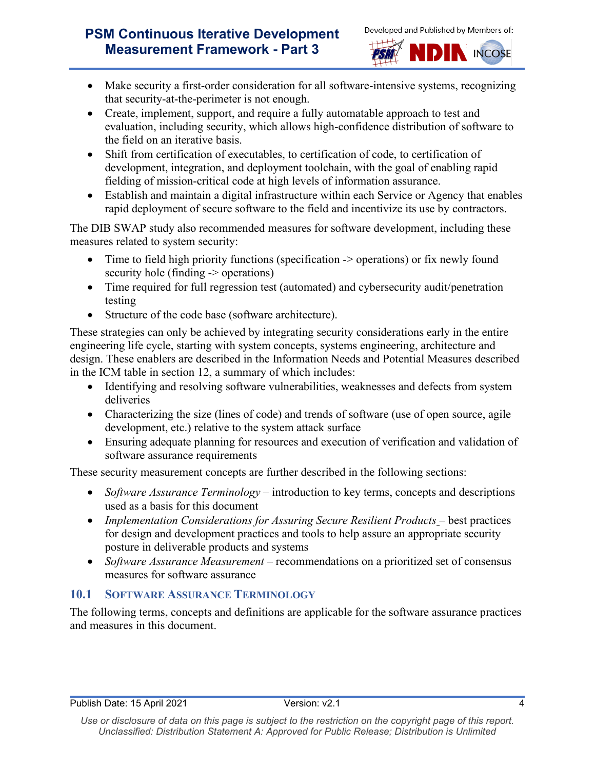- Make security a first-order consideration for all software-intensive systems, recognizing that security-at-the-perimeter is not enough.
- Create, implement, support, and require a fully automatable approach to test and evaluation, including security, which allows high-confidence distribution of software to the field on an iterative basis.
- Shift from certification of executables, to certification of code, to certification of development, integration, and deployment toolchain, with the goal of enabling rapid fielding of mission-critical code at high levels of information assurance.
- Establish and maintain a digital infrastructure within each Service or Agency that enables rapid deployment of secure software to the field and incentivize its use by contractors.

The DIB SWAP study also recommended measures for software development, including these measures related to system security:

- Time to field high priority functions (specification -> operations) or fix newly found security hole (finding -> operations)
- Time required for full regression test (automated) and cybersecurity audit/penetration testing
- Structure of the code base (software architecture).

These strategies can only be achieved by integrating security considerations early in the entire engineering life cycle, starting with system concepts, systems engineering, architecture and design. These enablers are described in the Information Needs and Potential Measures described in the ICM table in section 12, a summary of which includes:

- Identifying and resolving software vulnerabilities, weaknesses and defects from system deliveries
- Characterizing the size (lines of code) and trends of software (use of open source, agile development, etc.) relative to the system attack surface
- Ensuring adequate planning for resources and execution of verification and validation of software assurance requirements

These security measurement concepts are further described in the following sections:

- *Software Assurance Terminology* – introduction to key terms, concepts and descriptions used as a basis for this document
- *Implementation Considerations for Assuring Secure Resilient Products* – best practices for design and development practices and tools to help assure an appropriate security posture in deliverable products and systems
- *Software Assurance Measurement* – recommendations on a prioritized set of consensus measures for software assurance

## 10.1 Software Assurance Terminology

The following terms, concepts and definitions are applicable for the software assurance practices and measures in this document.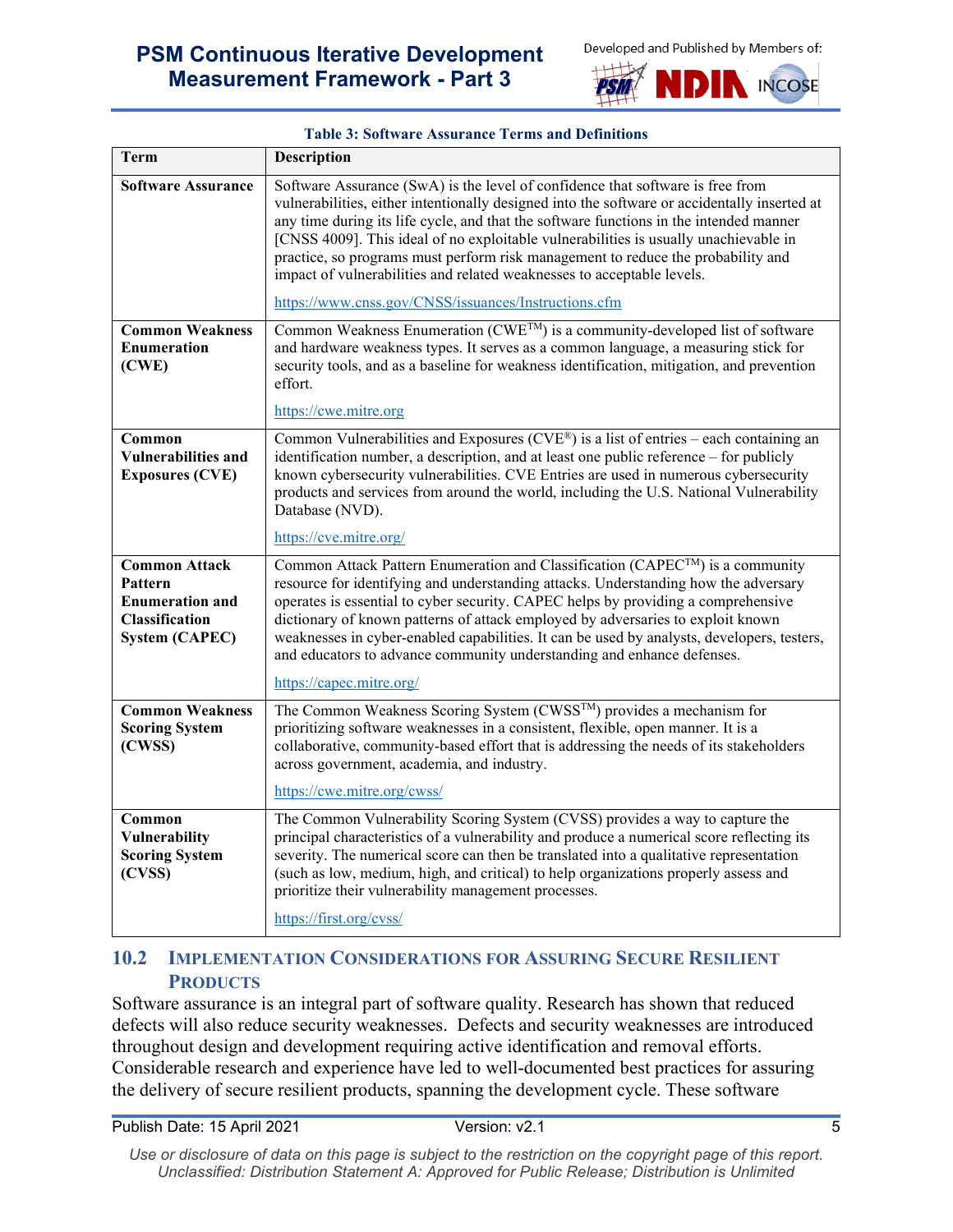**Table 3: Software Assurance Terms and Definitions**

| Term | Description |
|---|---|
| **Software Assurance** | Software Assurance (SwA) is the level of confidence that software is free from vulnerabilities, either intentionally designed into the software or accidentally inserted at any time during its life cycle, and that the software functions in the intended manner [CNSS 4009]. This ideal of no exploitable vulnerabilities is usually unachievable in practice, so programs must perform risk management to reduce the probability and impact of vulnerabilities and related weaknesses to acceptable levels.<br><br>https://www.cnss.gov/CNSS/issuances/Instructions.cfm |
| **Common Weakness Enumeration (CWE)** | Common Weakness Enumeration (CWE™) is a community-developed list of software and hardware weakness types. It serves as a common language, a measuring stick for security tools, and as a baseline for weakness identification, mitigation, and prevention effort.<br><br>https://cwe.mitre.org |
| **Common Vulnerabilities and Exposures (CVE)** | Common Vulnerabilities and Exposures (CVE®) is a list of entries – each containing an identification number, a description, and at least one public reference – for publicly known cybersecurity vulnerabilities. CVE Entries are used in numerous cybersecurity products and services from around the world, including the U.S. National Vulnerability Database (NVD).<br><br>https://cve.mitre.org/ |
| **Common Attack Pattern Enumeration and Classification System (CAPEC)** | Common Attack Pattern Enumeration and Classification (CAPEC™) is a community resource for identifying and understanding attacks. Understanding how the adversary operates is essential to cyber security. CAPEC helps by providing a comprehensive dictionary of known patterns of attack employed by adversaries to exploit known weaknesses in cyber-enabled capabilities. It can be used by analysts, developers, testers, and educators to advance community understanding and enhance defenses.<br><br>https://capec.mitre.org/ |
| **Common Weakness Scoring System (CWSS)** | The Common Weakness Scoring System (CWSS™) provides a mechanism for prioritizing software weaknesses in a consistent, flexible, open manner. It is a collaborative, community-based effort that is addressing the needs of its stakeholders across government, academia, and industry.<br><br>https://cwe.mitre.org/cwss/ |
| **Common Vulnerability Scoring System (CVSS)** | The Common Vulnerability Scoring System (CVSS) provides a way to capture the principal characteristics of a vulnerability and produce a numerical score reflecting its severity. The numerical score can then be translated into a qualitative representation (such as low, medium, high, and critical) to help organizations properly assess and prioritize their vulnerability management processes.<br><br>https://first.org/cvss/ |

## 10.2 Implementation Considerations for Assuring Secure Resilient Products

Software assurance is an integral part of software quality. Research has shown that reduced defects will also reduce security weaknesses. Defects and security weaknesses are introduced throughout design and development requiring active identification and removal efforts. Considerable research and experience have led to well-documented best practices for assuring the delivery of secure resilient products, spanning the development cycle. These software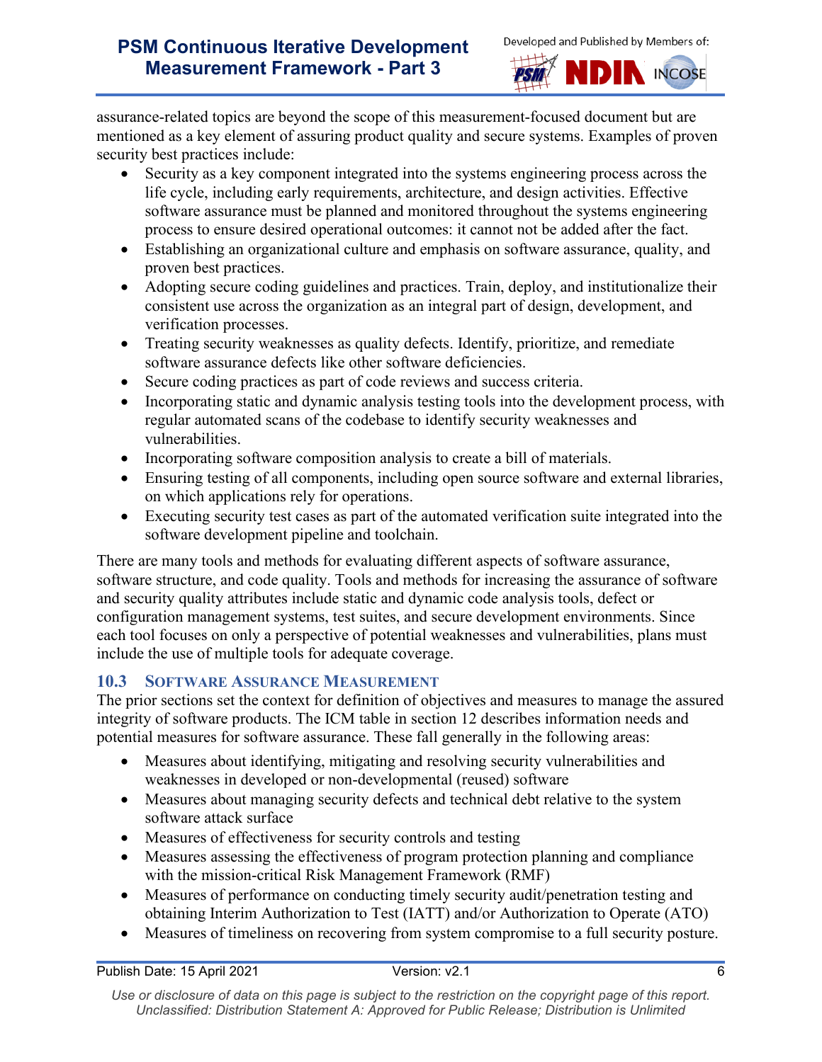assurance-related topics are beyond the scope of this measurement-focused document but are mentioned as a key element of assuring product quality and secure systems. Examples of proven security best practices include:

- Security as a key component integrated into the systems engineering process across the life cycle, including early requirements, architecture, and design activities. Effective software assurance must be planned and monitored throughout the systems engineering process to ensure desired operational outcomes: it cannot not be added after the fact.
- Establishing an organizational culture and emphasis on software assurance, quality, and proven best practices.
- Adopting secure coding guidelines and practices. Train, deploy, and institutionalize their consistent use across the organization as an integral part of design, development, and verification processes.
- Treating security weaknesses as quality defects. Identify, prioritize, and remediate software assurance defects like other software deficiencies.
- Secure coding practices as part of code reviews and success criteria.
- Incorporating static and dynamic analysis testing tools into the development process, with regular automated scans of the codebase to identify security weaknesses and vulnerabilities.
- Incorporating software composition analysis to create a bill of materials.
- Ensuring testing of all components, including open source software and external libraries, on which applications rely for operations.
- Executing security test cases as part of the automated verification suite integrated into the software development pipeline and toolchain.

There are many tools and methods for evaluating different aspects of software assurance, software structure, and code quality. Tools and methods for increasing the assurance of software and security quality attributes include static and dynamic code analysis tools, defect or configuration management systems, test suites, and secure development environments. Since each tool focuses on only a perspective of potential weaknesses and vulnerabilities, plans must include the use of multiple tools for adequate coverage.

## 10.3 Software Assurance Measurement

The prior sections set the context for definition of objectives and measures to manage the assured integrity of software products. The ICM table in section 12 describes information needs and potential measures for software assurance. These fall generally in the following areas:

- Measures about identifying, mitigating and resolving security vulnerabilities and weaknesses in developed or non-developmental (reused) software
- Measures about managing security defects and technical debt relative to the system software attack surface
- Measures of effectiveness for security controls and testing
- Measures assessing the effectiveness of program protection planning and compliance with the mission-critical Risk Management Framework (RMF)
- Measures of performance on conducting timely security audit/penetration testing and obtaining Interim Authorization to Test (IATT) and/or Authorization to Operate (ATO)
- Measures of timeliness on recovering from system compromise to a full security posture.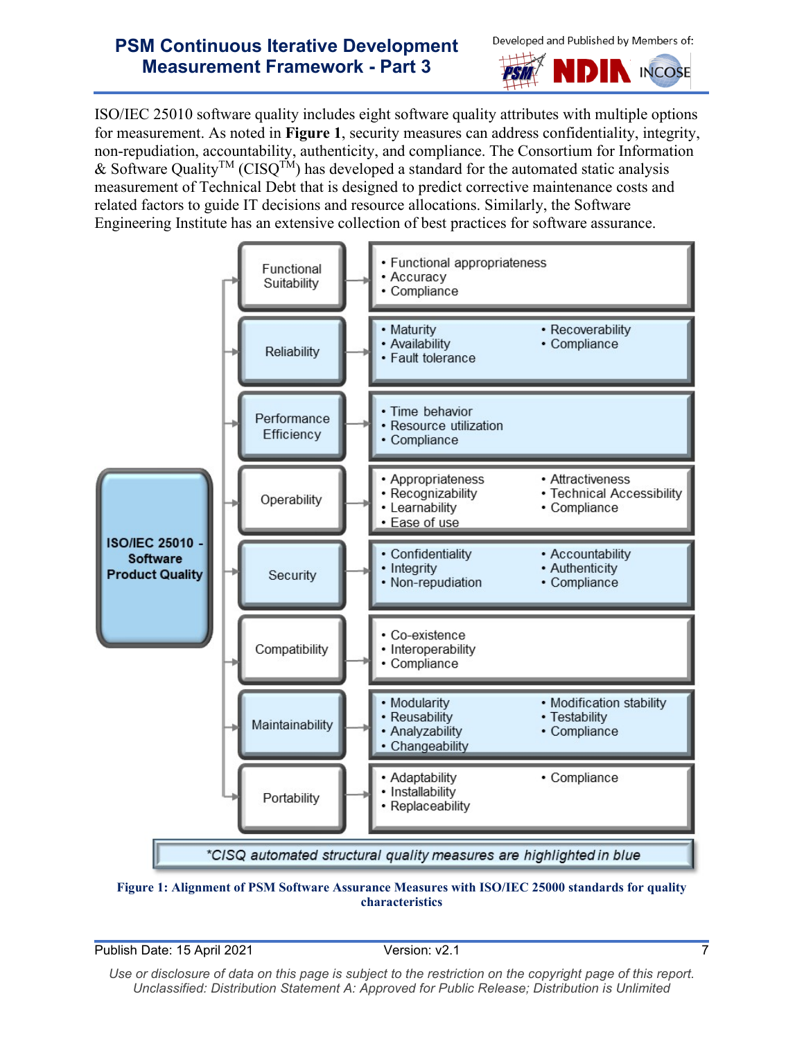ISO/IEC 25010 software quality includes eight software quality attributes with multiple options for measurement. As noted in **Figure 1**, security measures can address confidentiality, integrity, non-repudiation, accountability, authenticity, and compliance. The Consortium for Information & Software Quality™ (CISQ™) has developed a standard for the automated static analysis measurement of Technical Debt that is designed to predict corrective maintenance costs and related factors to guide IT decisions and resource allocations. Similarly, the Software Engineering Institute has an extensive collection of best practices for software assurance.

**ISO/IEC 25010 - Software Product Quality**

| Characteristic | Sub-characteristics |
|---|---|
| Functional Suitability | • Functional appropriateness • Accuracy • Compliance |
| Reliability | • Maturity • Availability • Fault tolerance • Recoverability • Compliance |
| Performance Efficiency | • Time behavior • Resource utilization • Compliance |
| Operability | • Appropriateness • Recognizability • Learnability • Ease of use • Attractiveness • Technical Accessibility • Compliance |
| Security | • Confidentiality • Integrity • Non-repudiation • Accountability • Authenticity • Compliance |
| Compatibility | • Co-existence • Interoperability • Compliance |
| Maintainability | • Modularity • Reusability • Analyzability • Changeability • Modification stability • Testability • Compliance |
| Portability | • Adaptability • Installability • Replaceability • Compliance |

*\*CISQ automated structural quality measures are highlighted in blue*

**Figure 1: Alignment of PSM Software Assurance Measures with ISO/IEC 25000 standards for quality characteristics**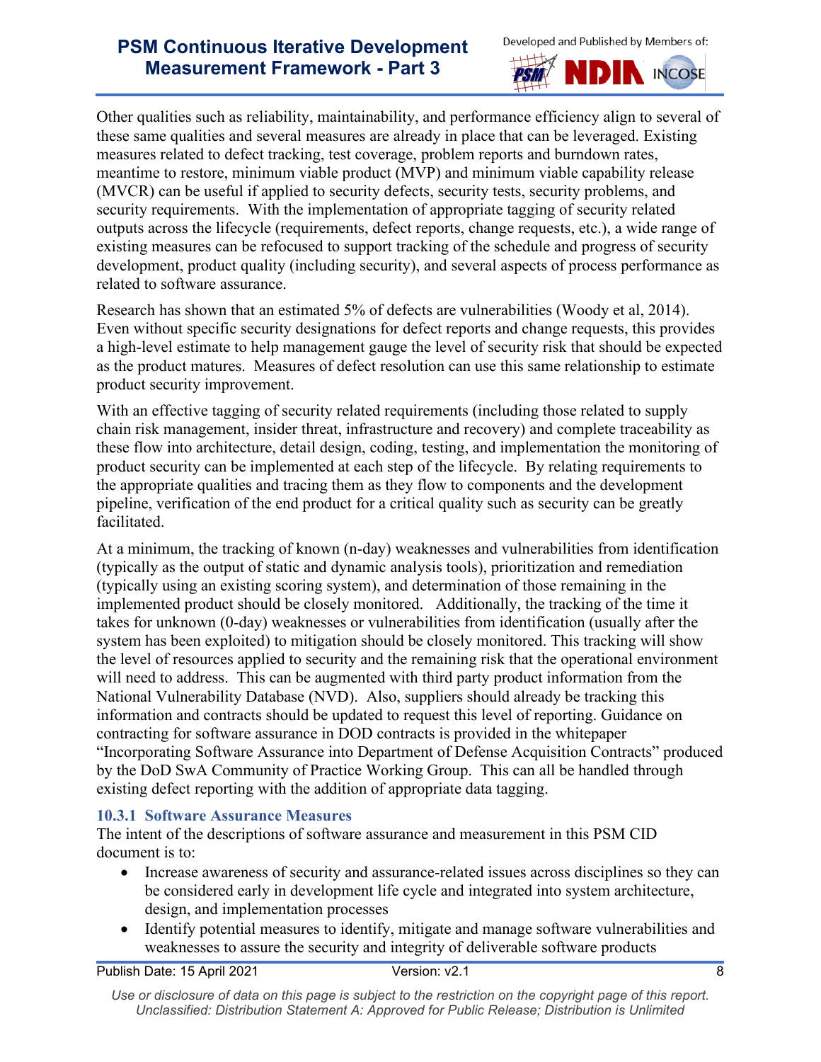Other qualities such as reliability, maintainability, and performance efficiency align to several of these same qualities and several measures are already in place that can be leveraged. Existing measures related to defect tracking, test coverage, problem reports and burndown rates, meantime to restore, minimum viable product (MVP) and minimum viable capability release (MVCR) can be useful if applied to security defects, security tests, security problems, and security requirements. With the implementation of appropriate tagging of security related outputs across the lifecycle (requirements, defect reports, change requests, etc.), a wide range of existing measures can be refocused to support tracking of the schedule and progress of security development, product quality (including security), and several aspects of process performance as related to software assurance.

Research has shown that an estimated 5% of defects are vulnerabilities (Woody et al, 2014). Even without specific security designations for defect reports and change requests, this provides a high-level estimate to help management gauge the level of security risk that should be expected as the product matures. Measures of defect resolution can use this same relationship to estimate product security improvement.

With an effective tagging of security related requirements (including those related to supply chain risk management, insider threat, infrastructure and recovery) and complete traceability as these flow into architecture, detail design, coding, testing, and implementation the monitoring of product security can be implemented at each step of the lifecycle. By relating requirements to the appropriate qualities and tracing them as they flow to components and the development pipeline, verification of the end product for a critical quality such as security can be greatly facilitated.

At a minimum, the tracking of known (n-day) weaknesses and vulnerabilities from identification (typically as the output of static and dynamic analysis tools), prioritization and remediation (typically using an existing scoring system), and determination of those remaining in the implemented product should be closely monitored. Additionally, the tracking of the time it takes for unknown (0-day) weaknesses or vulnerabilities from identification (usually after the system has been exploited) to mitigation should be closely monitored. This tracking will show the level of resources applied to security and the remaining risk that the operational environment will need to address. This can be augmented with third party product information from the National Vulnerability Database (NVD). Also, suppliers should already be tracking this information and contracts should be updated to request this level of reporting. Guidance on contracting for software assurance in DOD contracts is provided in the whitepaper "Incorporating Software Assurance into Department of Defense Acquisition Contracts" produced by the DoD SwA Community of Practice Working Group. This can all be handled through existing defect reporting with the addition of appropriate data tagging.

### 10.3.1 Software Assurance Measures

The intent of the descriptions of software assurance and measurement in this PSM CID document is to:

- Increase awareness of security and assurance-related issues across disciplines so they can be considered early in development life cycle and integrated into system architecture, design, and implementation processes
- Identify potential measures to identify, mitigate and manage software vulnerabilities and weaknesses to assure the security and integrity of deliverable software products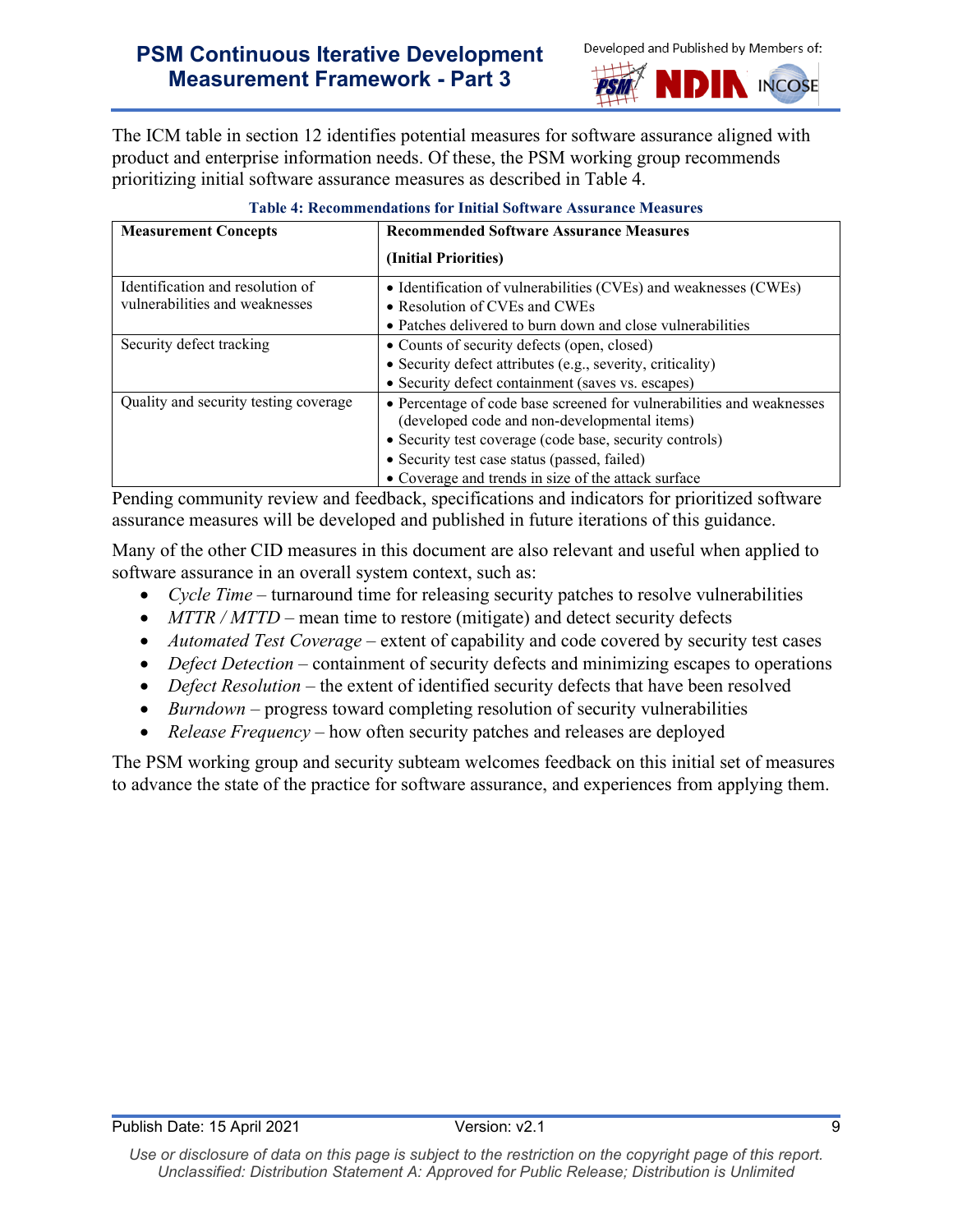The ICM table in section 12 identifies potential measures for software assurance aligned with product and enterprise information needs. Of these, the PSM working group recommends prioritizing initial software assurance measures as described in Table 4.

**Table 4: Recommendations for Initial Software Assurance Measures**

| **Measurement Concepts** | **Recommended Software Assurance Measures (Initial Priorities)** |
|---|---|
| Identification and resolution of vulnerabilities and weaknesses | • Identification of vulnerabilities (CVEs) and weaknesses (CWEs)<br>• Resolution of CVEs and CWEs<br>• Patches delivered to burn down and close vulnerabilities |
| Security defect tracking | • Counts of security defects (open, closed)<br>• Security defect attributes (e.g., severity, criticality)<br>• Security defect containment (saves vs. escapes) |
| Quality and security testing coverage | • Percentage of code base screened for vulnerabilities and weaknesses (developed code and non-developmental items)<br>• Security test coverage (code base, security controls)<br>• Security test case status (passed, failed)<br>• Coverage and trends in size of the attack surface |

Pending community review and feedback, specifications and indicators for prioritized software assurance measures will be developed and published in future iterations of this guidance.

Many of the other CID measures in this document are also relevant and useful when applied to software assurance in an overall system context, such as:

- *Cycle Time* – turnaround time for releasing security patches to resolve vulnerabilities
- *MTTR / MTTD* – mean time to restore (mitigate) and detect security defects
- *Automated Test Coverage* – extent of capability and code covered by security test cases
- *Defect Detection* – containment of security defects and minimizing escapes to operations
- *Defect Resolution* – the extent of identified security defects that have been resolved
- *Burndown* – progress toward completing resolution of security vulnerabilities
- *Release Frequency* – how often security patches and releases are deployed

The PSM working group and security subteam welcomes feedback on this initial set of measures to advance the state of the practice for software assurance, and experiences from applying them.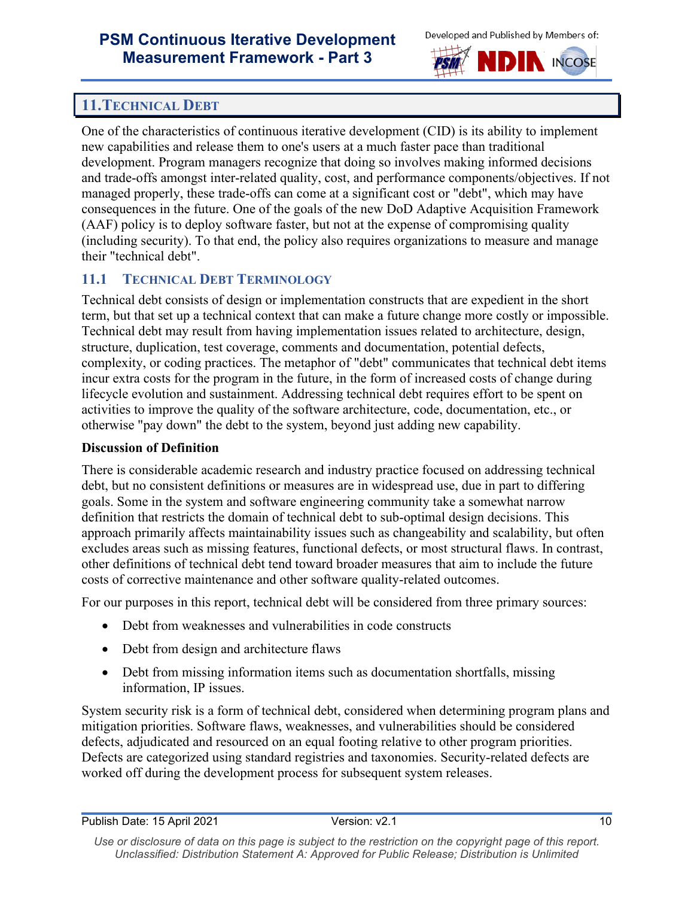## 11. TECHNICAL DEBT

One of the characteristics of continuous iterative development (CID) is its ability to implement new capabilities and release them to one's users at a much faster pace than traditional development. Program managers recognize that doing so involves making informed decisions and trade-offs amongst inter-related quality, cost, and performance components/objectives. If not managed properly, these trade-offs can come at a significant cost or "debt", which may have consequences in the future. One of the goals of the new DoD Adaptive Acquisition Framework (AAF) policy is to deploy software faster, but not at the expense of compromising quality (including security). To that end, the policy also requires organizations to measure and manage their "technical debt".

### 11.1 TECHNICAL DEBT TERMINOLOGY

Technical debt consists of design or implementation constructs that are expedient in the short term, but that set up a technical context that can make a future change more costly or impossible. Technical debt may result from having implementation issues related to architecture, design, structure, duplication, test coverage, comments and documentation, potential defects, complexity, or coding practices. The metaphor of "debt" communicates that technical debt items incur extra costs for the program in the future, in the form of increased costs of change during lifecycle evolution and sustainment. Addressing technical debt requires effort to be spent on activities to improve the quality of the software architecture, code, documentation, etc., or otherwise "pay down" the debt to the system, beyond just adding new capability.

**Discussion of Definition**

There is considerable academic research and industry practice focused on addressing technical debt, but no consistent definitions or measures are in widespread use, due in part to differing goals. Some in the system and software engineering community take a somewhat narrow definition that restricts the domain of technical debt to sub-optimal design decisions. This approach primarily affects maintainability issues such as changeability and scalability, but often excludes areas such as missing features, functional defects, or most structural flaws. In contrast, other definitions of technical debt tend toward broader measures that aim to include the future costs of corrective maintenance and other software quality-related outcomes.

For our purposes in this report, technical debt will be considered from three primary sources:

- Debt from weaknesses and vulnerabilities in code constructs
- Debt from design and architecture flaws
- Debt from missing information items such as documentation shortfalls, missing information, IP issues.

System security risk is a form of technical debt, considered when determining program plans and mitigation priorities. Software flaws, weaknesses, and vulnerabilities should be considered defects, adjudicated and resourced on an equal footing relative to other program priorities. Defects are categorized using standard registries and taxonomies. Security-related defects are worked off during the development process for subsequent system releases.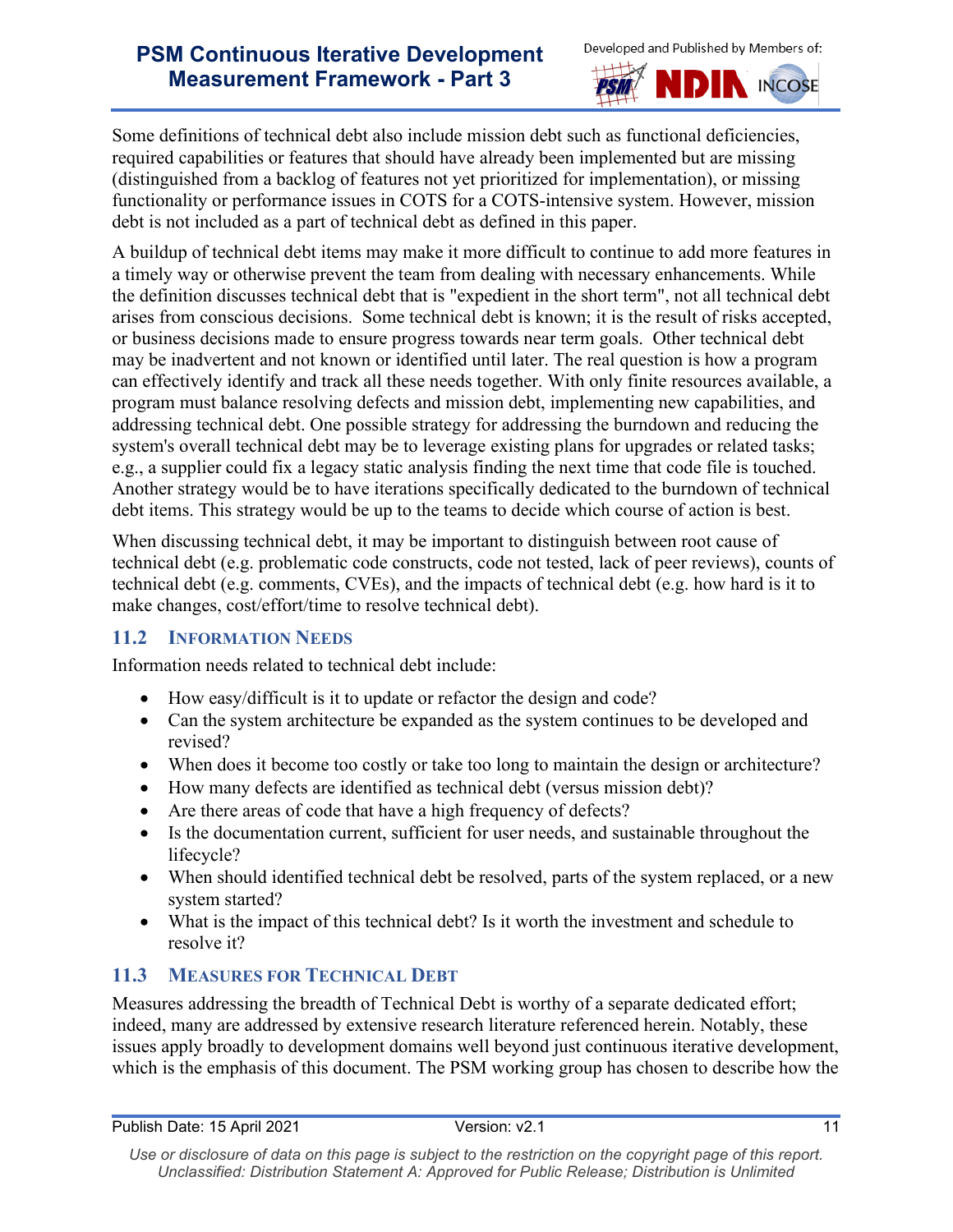Some definitions of technical debt also include mission debt such as functional deficiencies, required capabilities or features that should have already been implemented but are missing (distinguished from a backlog of features not yet prioritized for implementation), or missing functionality or performance issues in COTS for a COTS-intensive system. However, mission debt is not included as a part of technical debt as defined in this paper.

A buildup of technical debt items may make it more difficult to continue to add more features in a timely way or otherwise prevent the team from dealing with necessary enhancements. While the definition discusses technical debt that is "expedient in the short term", not all technical debt arises from conscious decisions. Some technical debt is known; it is the result of risks accepted, or business decisions made to ensure progress towards near term goals. Other technical debt may be inadvertent and not known or identified until later. The real question is how a program can effectively identify and track all these needs together. With only finite resources available, a program must balance resolving defects and mission debt, implementing new capabilities, and addressing technical debt. One possible strategy for addressing the burndown and reducing the system's overall technical debt may be to leverage existing plans for upgrades or related tasks; e.g., a supplier could fix a legacy static analysis finding the next time that code file is touched. Another strategy would be to have iterations specifically dedicated to the burndown of technical debt items. This strategy would be up to the teams to decide which course of action is best.

When discussing technical debt, it may be important to distinguish between root cause of technical debt (e.g. problematic code constructs, code not tested, lack of peer reviews), counts of technical debt (e.g. comments, CVEs), and the impacts of technical debt (e.g. how hard is it to make changes, cost/effort/time to resolve technical debt).

## 11.2 Information Needs

Information needs related to technical debt include:

- How easy/difficult is it to update or refactor the design and code?
- Can the system architecture be expanded as the system continues to be developed and revised?
- When does it become too costly or take too long to maintain the design or architecture?
- How many defects are identified as technical debt (versus mission debt)?
- Are there areas of code that have a high frequency of defects?
- Is the documentation current, sufficient for user needs, and sustainable throughout the lifecycle?
- When should identified technical debt be resolved, parts of the system replaced, or a new system started?
- What is the impact of this technical debt? Is it worth the investment and schedule to resolve it?

## 11.3 Measures for Technical Debt

Measures addressing the breadth of Technical Debt is worthy of a separate dedicated effort; indeed, many are addressed by extensive research literature referenced herein. Notably, these issues apply broadly to development domains well beyond just continuous iterative development, which is the emphasis of this document. The PSM working group has chosen to describe how the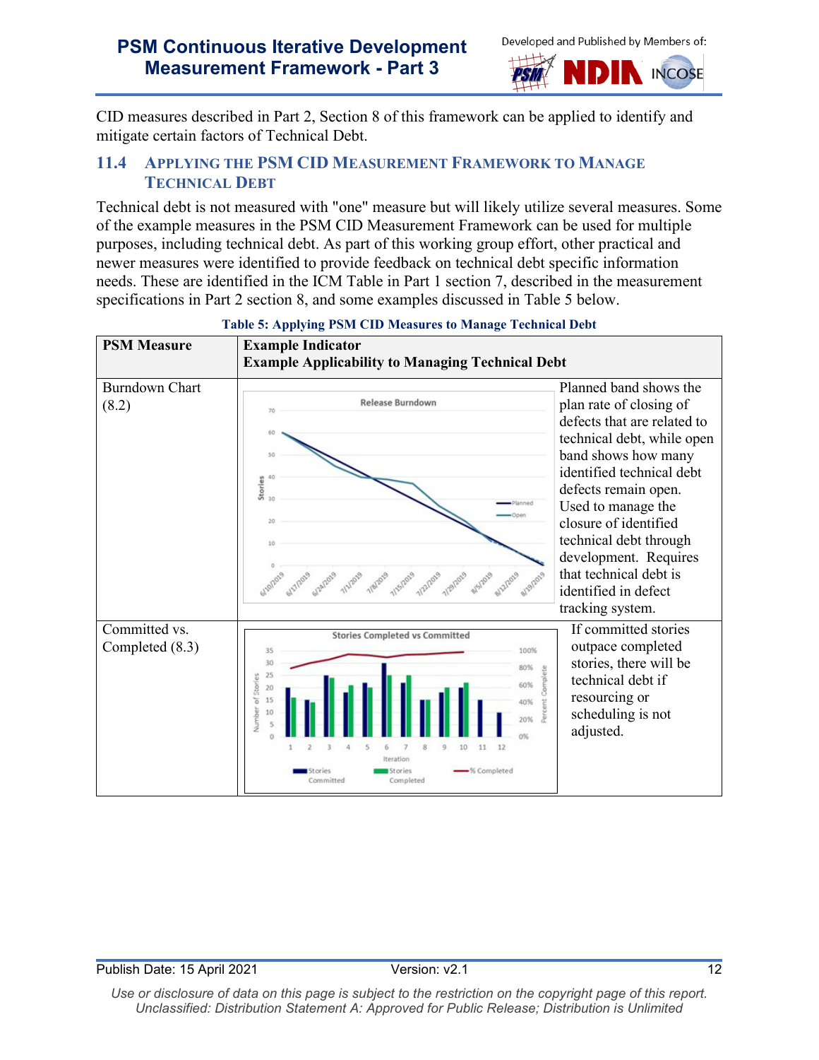CID measures described in Part 2, Section 8 of this framework can be applied to identify and mitigate certain factors of Technical Debt.

### 11.4 Applying the PSM CID Measurement Framework to Manage Technical Debt

Technical debt is not measured with "one" measure but will likely utilize several measures. Some of the example measures in the PSM CID Measurement Framework can be used for multiple purposes, including technical debt. As part of this working group effort, other practical and newer measures were identified to provide feedback on technical debt specific information needs. These are identified in the ICM Table in Part 1 section 7, described in the measurement specifications in Part 2 section 8, and some examples discussed in Table 5 below.

**Table 5: Applying PSM CID Measures to Manage Technical Debt**

| PSM Measure | Example Indicator | Example Applicability to Managing Technical Debt |
|---|---|---|
| Burndown Chart (8.2) | Release Burndown | Planned band shows the plan rate of closing of defects that are related to technical debt, while open band shows how many identified technical debt defects remain open. Used to manage the closure of identified technical debt through development. Requires that technical debt is identified in defect tracking system. |
| Committed vs. Completed (8.3) | Stories Completed vs Committed | If committed stories outpace completed stories, there will be technical debt if resourcing or scheduling is not adjusted. |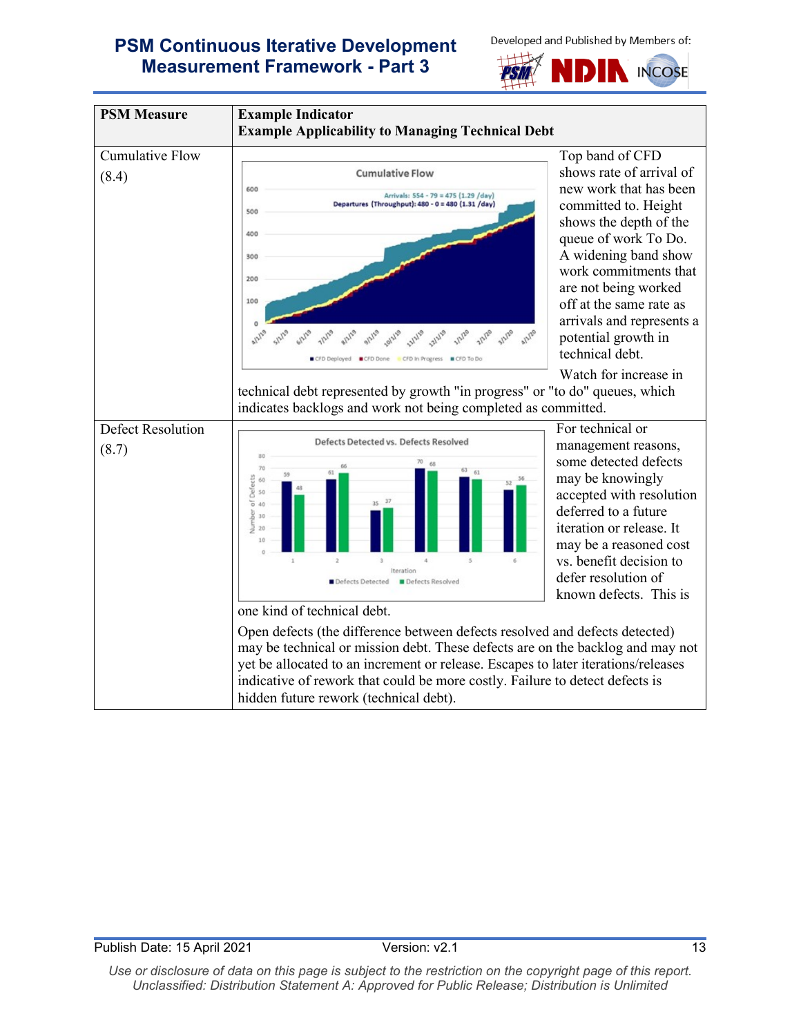| PSM Measure | Example Indicator<br>Example Applicability to Managing Technical Debt |
|---|---|
| Cumulative Flow (8.4) | Top band of CFD shows rate of arrival of new work that has been committed to. Height shows the depth of the queue of work To Do. A widening band show work commitments that are not being worked off at the same rate as arrivals and represents a potential growth in technical debt.<br>Watch for increase in technical debt represented by growth "in progress" or "to do" queues, which indicates backlogs and work not being completed as committed. |
| Defect Resolution (8.7) | For technical or management reasons, some detected defects may be knowingly accepted with resolution deferred to a future iteration or release. It may be a reasoned cost vs. benefit decision to defer resolution of known defects. This is one kind of technical debt.<br>Open defects (the difference between defects resolved and defects detected) may be technical or mission debt. These defects are on the backlog and may not yet be allocated to an increment or release. Escapes to later iterations/releases indicative of rework that could be more costly. Failure to detect defects is hidden future rework (technical debt). |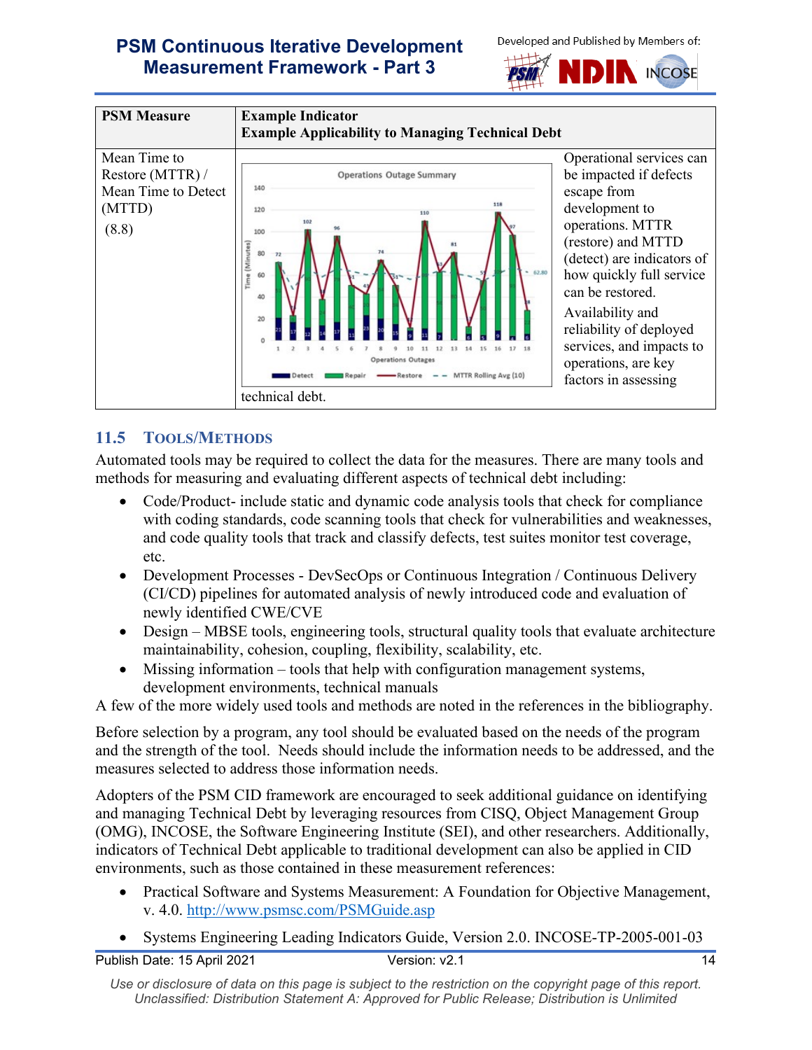| PSM Measure | Example Indicator<br>Example Applicability to Managing Technical Debt |
|---|---|
| Mean Time to Restore (MTTR) / Mean Time to Detect (MTTD)<br>(8.8) | Operational services can be impacted if defects escape from development to operations. MTTR (restore) and MTTD (detect) are indicators of how quickly full service can be restored.<br>Availability and reliability of deployed services, and impacts to operations, are key factors in assessing technical debt. |

## 11.5 TOOLS/METHODS

Automated tools may be required to collect the data for the measures. There are many tools and methods for measuring and evaluating different aspects of technical debt including:

- Code/Product- include static and dynamic code analysis tools that check for compliance with coding standards, code scanning tools that check for vulnerabilities and weaknesses, and code quality tools that track and classify defects, test suites monitor test coverage, etc.
- Development Processes - DevSecOps or Continuous Integration / Continuous Delivery (CI/CD) pipelines for automated analysis of newly introduced code and evaluation of newly identified CWE/CVE
- Design – MBSE tools, engineering tools, structural quality tools that evaluate architecture maintainability, cohesion, coupling, flexibility, scalability, etc.
- Missing information – tools that help with configuration management systems, development environments, technical manuals

A few of the more widely used tools and methods are noted in the references in the bibliography.

Before selection by a program, any tool should be evaluated based on the needs of the program and the strength of the tool. Needs should include the information needs to be addressed, and the measures selected to address those information needs.

Adopters of the PSM CID framework are encouraged to seek additional guidance on identifying and managing Technical Debt by leveraging resources from CISQ, Object Management Group (OMG), INCOSE, the Software Engineering Institute (SEI), and other researchers. Additionally, indicators of Technical Debt applicable to traditional development can also be applied in CID environments, such as those contained in these measurement references:

- Practical Software and Systems Measurement: A Foundation for Objective Management, v. 4.0. http://www.psmsc.com/PSMGuide.asp
- Systems Engineering Leading Indicators Guide, Version 2.0. INCOSE-TP-2005-001-03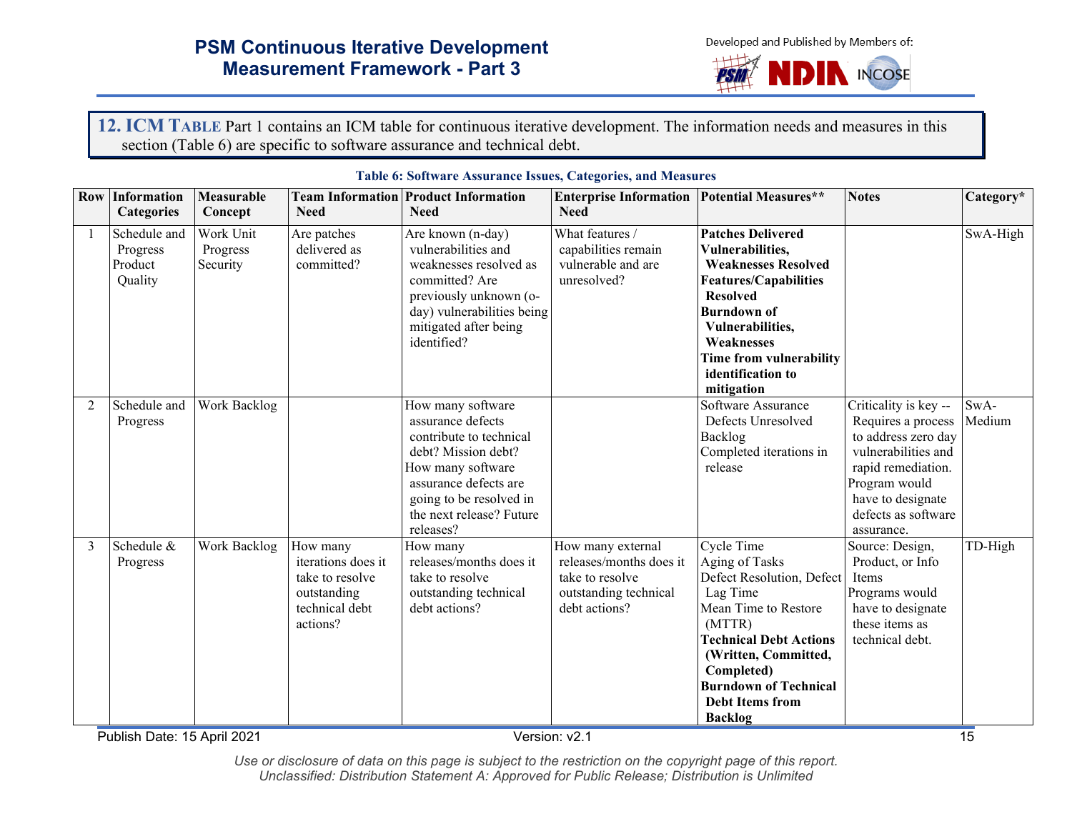## 12. ICM TABLE

Part 1 contains an ICM table for continuous iterative development. The information needs and measures in this section (Table 6) are specific to software assurance and technical debt.

**Table 6: Software Assurance Issues, Categories, and Measures**

| Row | Information Categories | Measurable Concept | Team Information Need | Product Information Need | Enterprise Information Need | Potential Measures** | Notes | Category* |
|---|---|---|---|---|---|---|---|---|
| 1 | Schedule and Progress Product Quality | Work Unit Progress Security | Are patches delivered as committed? | Are known (n-day) vulnerabilities and weaknesses resolved as committed? Are previously unknown (o-day) vulnerabilities being mitigated after being identified? | What features / capabilities remain vulnerable and are unresolved? | **Patches Delivered**<br>**Vulnerabilities, Weaknesses Resolved**<br>**Features/Capabilities Resolved**<br>**Burndown of Vulnerabilities, Weaknesses**<br>**Time from vulnerability identification to mitigation** | | SwA-High |
| 2 | Schedule and Progress | Work Backlog | | How many software assurance defects contribute to technical debt? Mission debt? How many software assurance defects are going to be resolved in the next release? Future releases? | | Software Assurance Defects Unresolved<br>Backlog<br>Completed iterations in release | Criticality is key -- Requires a process to address zero day vulnerabilities and rapid remediation. Program would have to designate defects as software assurance. | SwA-Medium |
| 3 | Schedule & Progress | Work Backlog | How many iterations does it take to resolve outstanding technical debt actions? | How many releases/months does it take to resolve outstanding technical debt actions? | How many external releases/months does it take to resolve outstanding technical debt actions? | Cycle Time<br>Aging of Tasks<br>Defect Resolution, Defect Lag Time<br>Mean Time to Restore (MTTR)<br>**Technical Debt Actions (Written, Committed, Completed)**<br>**Burndown of Technical Debt Items from Backlog** | Source: Design, Product, or Info Items<br>Programs would have to designate these items as technical debt. | TD-High |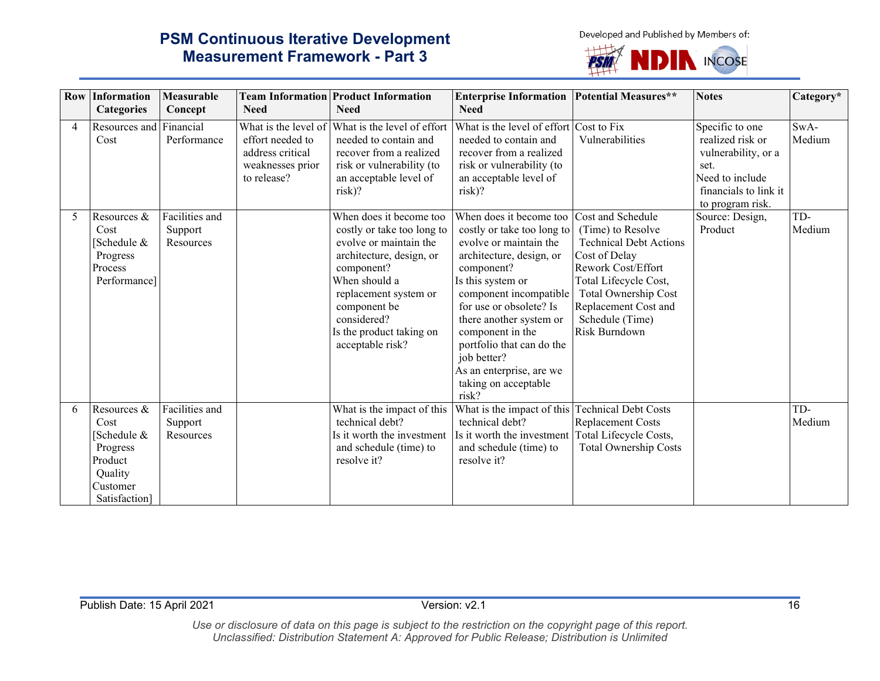| Row | Information Categories | Measurable Concept | Team Information Need | Product Information Need | Enterprise Information Need | Potential Measures** | Notes | Category* |
|---|---|---|---|---|---|---|---|---|
| 4 | Resources and Cost | Financial Performance | What is the level of effort needed to address critical weaknesses prior to release? | What is the level of effort needed to contain and recover from a realized risk or vulnerability (to an acceptable level of risk)? | What is the level of effort needed to contain and recover from a realized risk or vulnerability (to an acceptable level of risk)? | Cost to Fix Vulnerabilities | Specific to one realized risk or vulnerability, or a set.<br>Need to include financials to link it to program risk. | SwA-Medium |
| 5 | Resources & Cost<br>[Schedule & Progress<br>Process Performance] | Facilities and Support Resources | | When does it become too costly or take too long to evolve or maintain the architecture, design, or component?<br>When should a replacement system or component be considered?<br>Is the product taking on acceptable risk? | When does it become too costly or take too long to evolve or maintain the architecture, design, or component?<br>Is this system or component incompatible for use or obsolete? Is there another system or component in the portfolio that can do the job better?<br>As an enterprise, are we taking on acceptable risk? | Cost and Schedule (Time) to Resolve Technical Debt Actions<br>Cost of Delay<br>Rework Cost/Effort<br>Total Lifecycle Cost, Total Ownership Cost<br>Replacement Cost and Schedule (Time)<br>Risk Burndown | Source: Design, Product | TD-Medium |
| 6 | Resources & Cost<br>[Schedule & Progress<br>Product Quality<br>Customer Satisfaction] | Facilities and Support Resources | | What is the impact of this technical debt?<br>Is it worth the investment and schedule (time) to resolve it? | What is the impact of this technical debt?<br>Is it worth the investment and schedule (time) to resolve it? | Technical Debt Costs<br>Replacement Costs<br>Total Lifecycle Costs, Total Ownership Costs | | TD-Medium |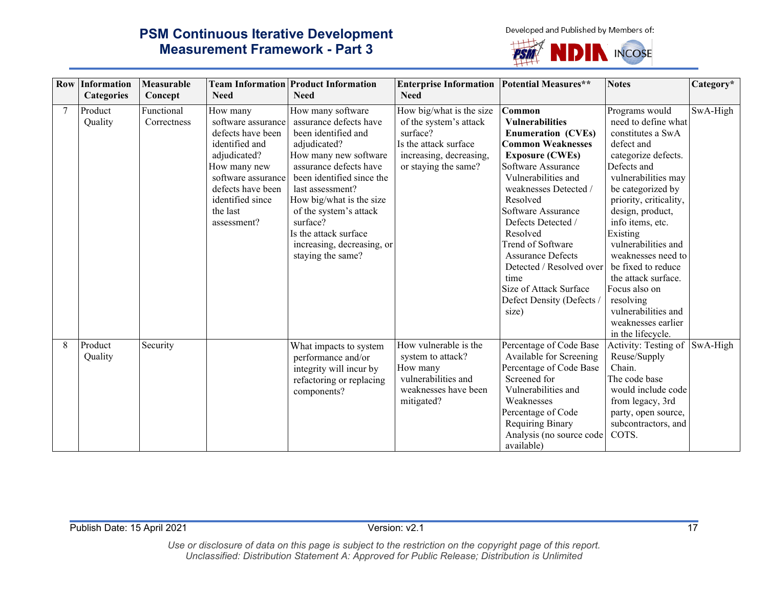| Row | Information Categories | Measurable Concept | Team Information Need | Product Information Need | Enterprise Information Need | Potential Measures** | Notes | Category* |
|---|---|---|---|---|---|---|---|---|
| 7 | Product Quality | Functional Correctness | How many software assurance defects have been identified and adjudicated?<br>How many new software assurance defects have been identified since the last assessment? | How many software assurance defects have been identified and adjudicated?<br>How many new software assurance defects have been identified since the last assessment?<br>How big/what is the size of the system's attack surface?<br>Is the attack surface increasing, decreasing, or staying the same? | How big/what is the size of the system's attack surface?<br>Is the attack surface increasing, decreasing, or staying the same? | **Common Vulnerabilities Enumeration (CVEs)**<br>**Common Weaknesses Exposure (CWEs)**<br>Software Assurance Vulnerabilities and weaknesses Detected / Resolved<br>Software Assurance Defects Detected / Resolved<br>Trend of Software Assurance Defects Detected / Resolved over time<br>Size of Attack Surface<br>Defect Density (Defects / size) | Programs would need to define what constitutes a SwA defect and categorize defects.<br>Defects and vulnerabilities may be categorized by priority, criticality, design, product, info items, etc.<br>Existing vulnerabilities and weaknesses need to be fixed to reduce the attack surface.<br>Focus also on resolving vulnerabilities and weaknesses earlier in the lifecycle. | SwA-High |
| 8 | Product Quality | Security | | What impacts to system performance and/or integrity will incur by refactoring or replacing components? | How vulnerable is the system to attack?<br>How many vulnerabilities and weaknesses have been mitigated? | Percentage of Code Base Available for Screening<br>Percentage of Code Base Screened for Vulnerabilities and Weaknesses<br>Percentage of Code Requiring Binary Analysis (no source code available) | Activity: Testing of Reuse/Supply Chain.<br>The code base would include code from legacy, 3rd party, open source, subcontractors, and COTS. | SwA-High |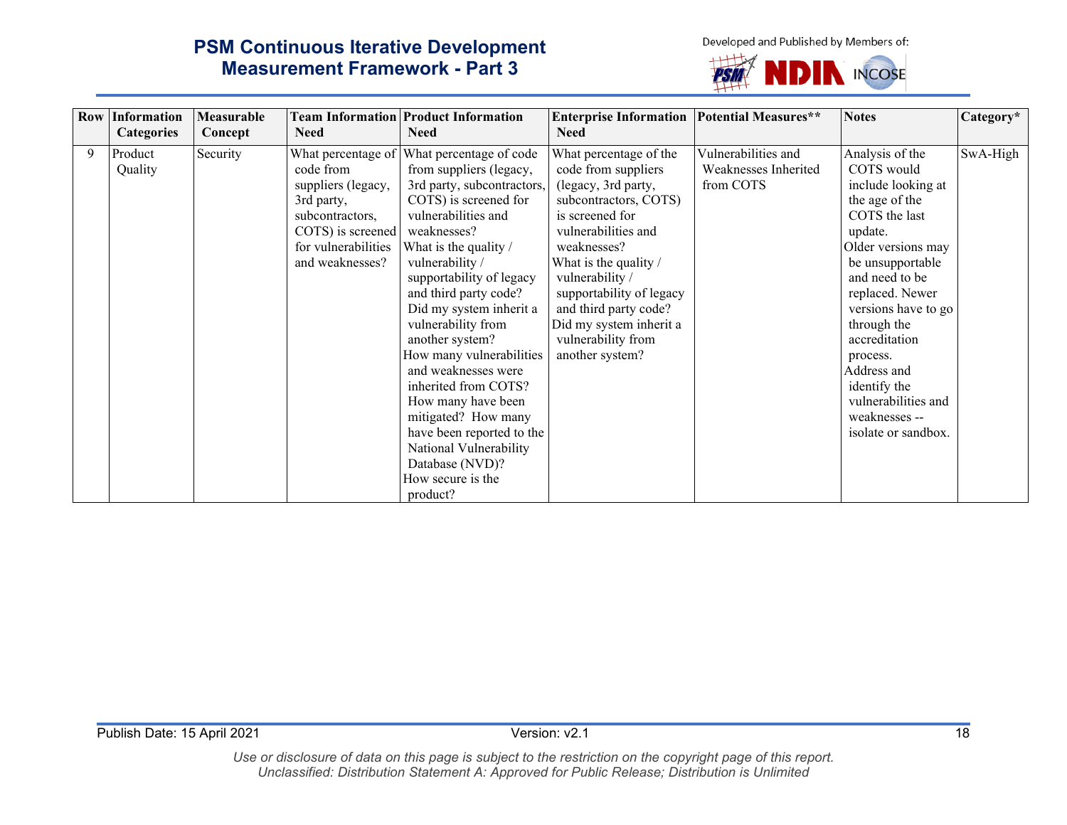| Row | Information Categories | Measurable Concept | Team Information Need | Product Information Need | Enterprise Information Need | Potential Measures** | Notes | Category* |
|---|---|---|---|---|---|---|---|---|
| 9 | Product Quality | Security | What percentage of code from suppliers (legacy, 3rd party, subcontractors, COTS) is screened for vulnerabilities and weaknesses? | What percentage of code from suppliers (legacy, 3rd party, subcontractors, COTS) is screened for vulnerabilities and weaknesses?<br>What is the quality / vulnerability / supportability of legacy and third party code? Did my system inherit a vulnerability from another system?<br>How many vulnerabilities and weaknesses were inherited from COTS? How many have been mitigated? How many have been reported to the National Vulnerability Database (NVD)?<br>How secure is the product? | What percentage of the code from suppliers (legacy, 3rd party, subcontractors, COTS) is screened for vulnerabilities and weaknesses?<br>What is the quality / vulnerability / supportability of legacy and third party code?<br>Did my system inherit a vulnerability from another system? | Vulnerabilities and Weaknesses Inherited from COTS | Analysis of the COTS would include looking at the age of the COTS the last update.<br>Older versions may be unsupportable and need to be replaced. Newer versions have to go through the accreditation process.<br>Address and identify the vulnerabilities and weaknesses -- isolate or sandbox. | SwA-High |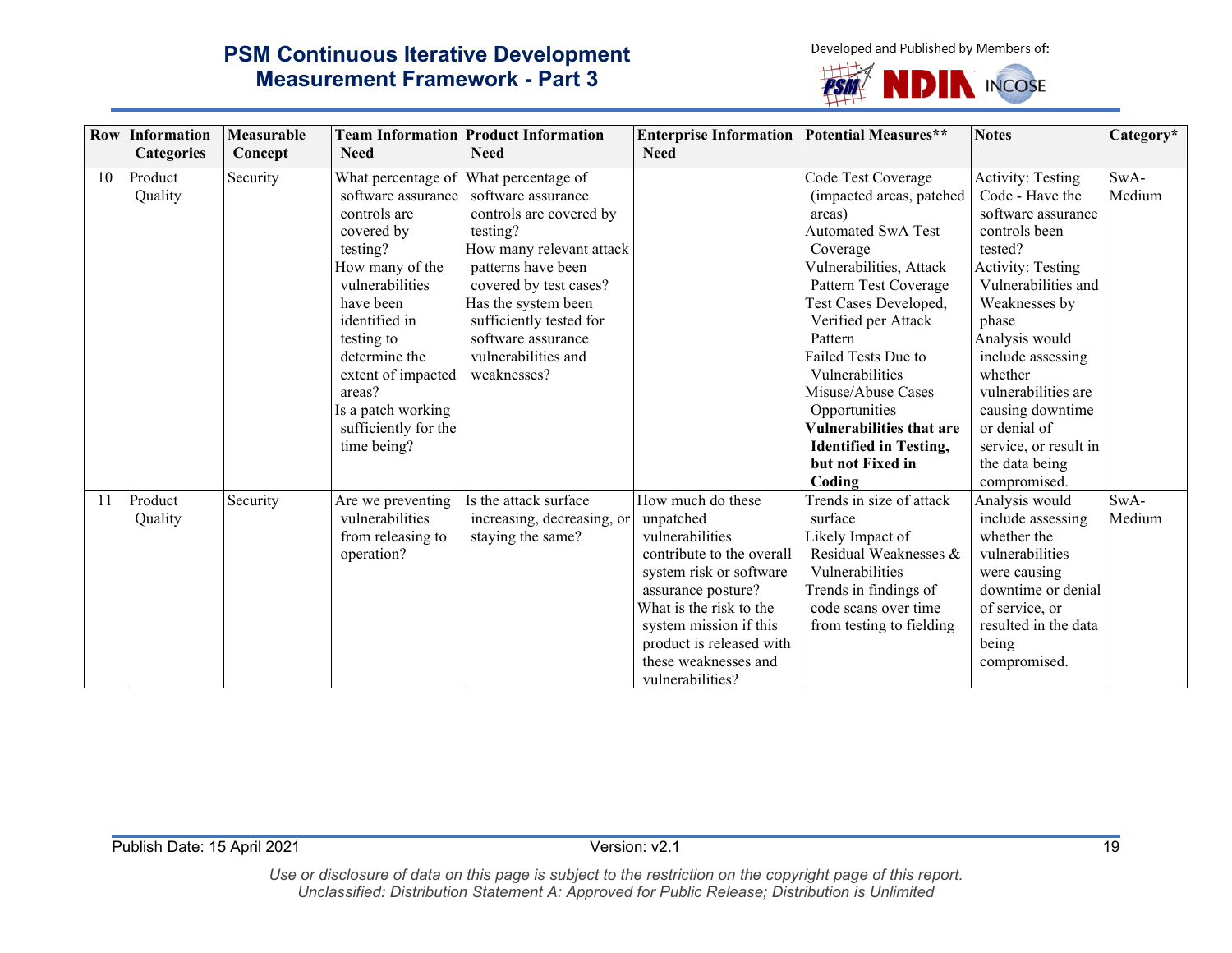| Row | Information Categories | Measurable Concept | Team Information Need | Product Information Need | Enterprise Information Need | Potential Measures** | Notes | Category* |
|---|---|---|---|---|---|---|---|---|
| 10 | Product Quality | Security | What percentage of software assurance controls are covered by testing?<br>How many of the vulnerabilities have been identified in testing to determine the extent of impacted areas?<br>Is a patch working sufficiently for the time being? | What percentage of software assurance controls are covered by testing?<br>How many relevant attack patterns have been covered by test cases?<br>Has the system been sufficiently tested for software assurance vulnerabilities and weaknesses? | | Code Test Coverage (impacted areas, patched areas)<br>Automated SwA Test Coverage<br>Vulnerabilities, Attack Pattern Test Coverage<br>Test Cases Developed, Verified per Attack Pattern<br>Failed Tests Due to Vulnerabilities<br>Misuse/Abuse Cases Opportunities<br>**Vulnerabilities that are Identified in Testing, but not Fixed in Coding** | Activity: Testing Code - Have the software assurance controls been tested?<br>Activity: Testing Vulnerabilities and Weaknesses by phase<br>Analysis would include assessing whether vulnerabilities are causing downtime or denial of service, or result in the data being compromised. | SwA-Medium |
| 11 | Product Quality | Security | Are we preventing vulnerabilities from releasing to operation? | Is the attack surface increasing, decreasing, or staying the same? | How much do these unpatched vulnerabilities contribute to the overall system risk or software assurance posture?<br>What is the risk to the system mission if this product is released with these weaknesses and vulnerabilities? | Trends in size of attack surface<br>Likely Impact of Residual Weaknesses & Vulnerabilities<br>Trends in findings of code scans over time from testing to fielding | Analysis would include assessing whether the vulnerabilities were causing downtime or denial of service, or resulted in the data being compromised. | SwA-Medium |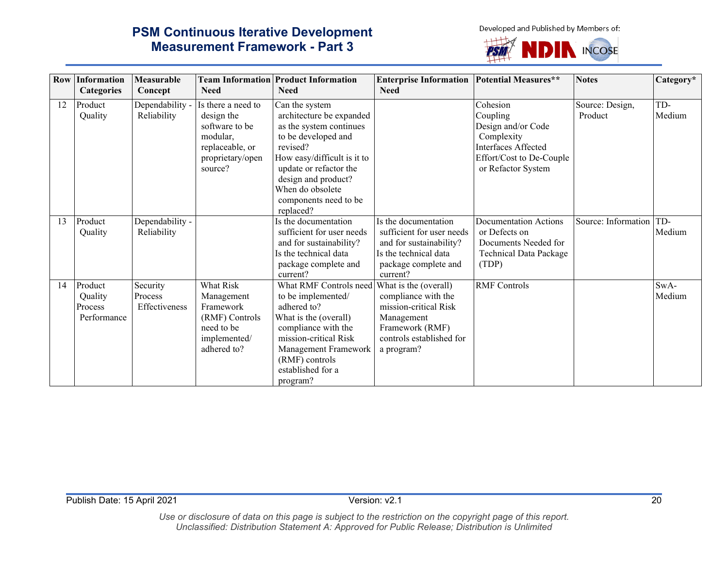| Row | Information Categories | Measurable Concept | Team Information Need | Product Information Need | Enterprise Information Need | Potential Measures** | Notes | Category* |
|---|---|---|---|---|---|---|---|---|
| 12 | Product Quality | Dependability - Reliability | Is there a need to design the software to be modular, replaceable, or proprietary/open source? | Can the system architecture be expanded as the system continues to be developed and revised?<br>How easy/difficult is it to update or refactor the design and product?<br>When do obsolete components need to be replaced? | | Cohesion<br>Coupling<br>Design and/or Code Complexity<br>Interfaces Affected<br>Effort/Cost to De-Couple or Refactor System | Source: Design, Product | TD-Medium |
| 13 | Product Quality | Dependability - Reliability | | Is the documentation sufficient for user needs and for sustainability?<br>Is the technical data package complete and current? | Is the documentation sufficient for user needs and for sustainability?<br>Is the technical data package complete and current? | Documentation Actions or Defects on Documents Needed for Technical Data Package (TDP) | Source: Information | TD-Medium |
| 14 | Product Quality<br>Process Performance | Security Process Effectiveness | What Risk Management Framework (RMF) Controls need to be implemented/ adhered to? | What RMF Controls need to be implemented/ adhered to?<br>What is the (overall) compliance with the mission-critical Risk Management Framework (RMF) controls established for a program? | What is the (overall) compliance with the mission-critical Risk Management Framework (RMF) controls established for a program? | RMF Controls | | SwA-Medium |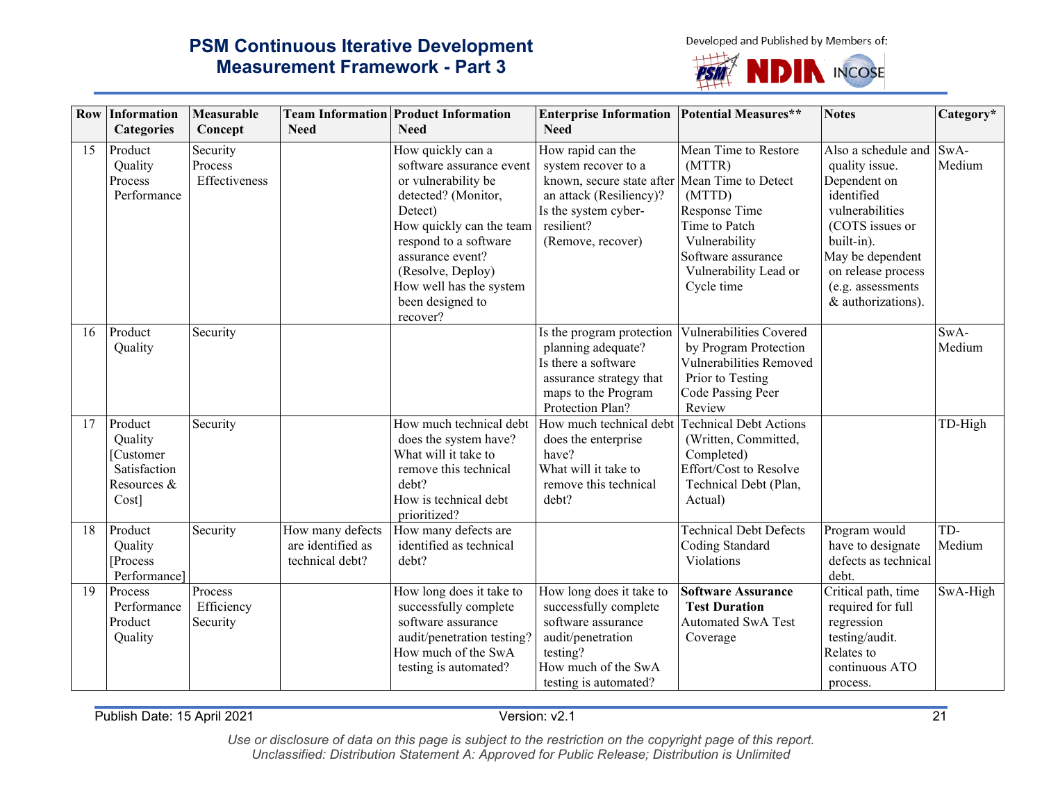| Row | Information Categories | Measurable Concept | Team Information Need | Product Information Need | Enterprise Information Need | Potential Measures** | Notes | Category* |
|---|---|---|---|---|---|---|---|---|
| 15 | Product Quality Process Performance | Security Process Effectiveness | | How quickly can a software assurance event or vulnerability be detected? (Monitor, Detect)<br>How quickly can the team respond to a software assurance event? (Resolve, Deploy)<br>How well has the system been designed to recover? | How rapid can the system recover to a known, secure state after an attack (Resiliency)?<br>Is the system cyber-resilient? (Remove, recover) | Mean Time to Restore (MTTR)<br>Mean Time to Detect (MTTD)<br>Response Time<br>Time to Patch Vulnerability<br>Software assurance Vulnerability Lead or Cycle time | Also a schedule and quality issue.<br>Dependent on identified vulnerabilities (COTS issues or built-in).<br>May be dependent on release process (e.g. assessments & authorizations). | SwA-Medium |
| 16 | Product Quality | Security | | | Is the program protection planning adequate?<br>Is there a software assurance strategy that maps to the Program Protection Plan? | Vulnerabilities Covered by Program Protection<br>Vulnerabilities Removed Prior to Testing<br>Code Passing Peer Review | | SwA-Medium |
| 17 | Product Quality [Customer Satisfaction Resources & Cost] | Security | | How much technical debt does the system have?<br>What will it take to remove this technical debt?<br>How is technical debt prioritized? | How much technical debt does the enterprise have?<br>What will it take to remove this technical debt? | Technical Debt Actions (Written, Committed, Completed)<br>Effort/Cost to Resolve Technical Debt (Plan, Actual) | | TD-High |
| 18 | Product Quality [Process Performance] | Security | How many defects are identified as technical debt? | How many defects are identified as technical debt? | | Technical Debt Defects<br>Coding Standard Violations | Program would have to designate defects as technical debt. | TD-Medium |
| 19 | Process Performance Product Quality | Process Efficiency Security | | How long does it take to successfully complete software assurance audit/penetration testing?<br>How much of the SwA testing is automated? | How long does it take to successfully complete software assurance audit/penetration testing?<br>How much of the SwA testing is automated? | **Software Assurance Test Duration**<br>Automated SwA Test Coverage | Critical path, time required for full regression testing/audit.<br>Relates to continuous ATO process. | SwA-High |

*Use or disclosure of data on this page is subject to the restriction on the copyright page of this report.*
*Unclassified: Distribution Statement A: Approved for Public Release; Distribution is Unlimited*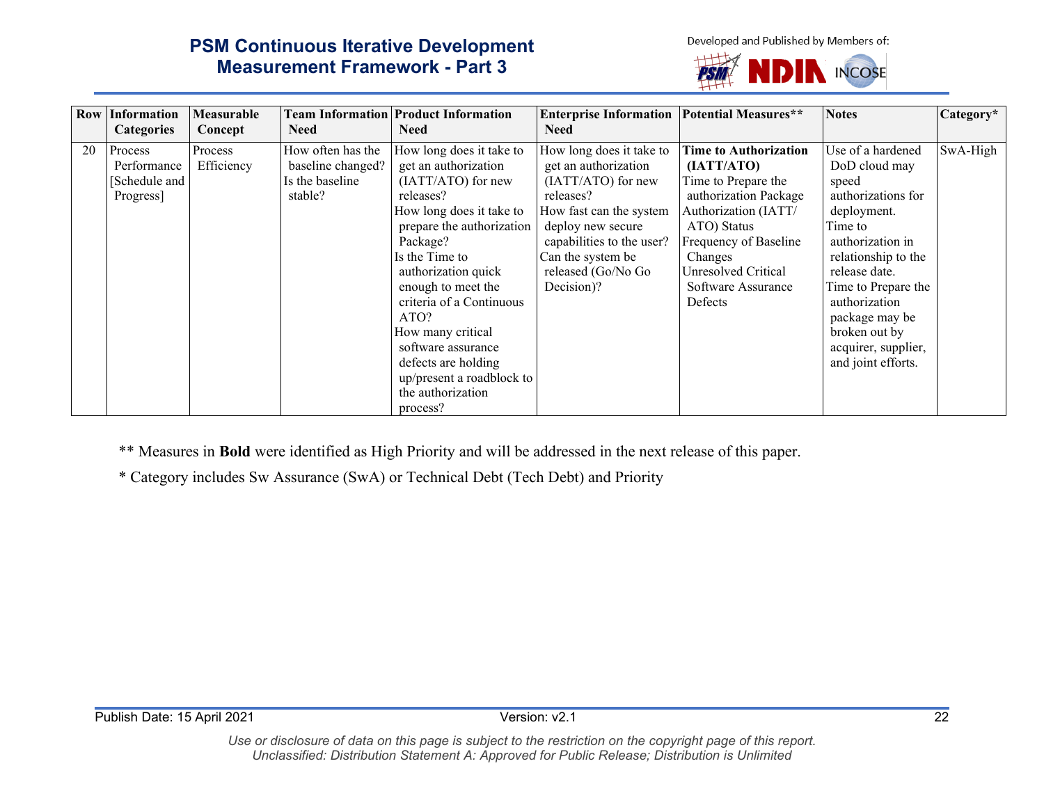| Row | Information Categories | Measurable Concept | Team Information Need | Product Information Need | Enterprise Information Need | Potential Measures** | Notes | Category* |
|---|---|---|---|---|---|---|---|---|
| 20 | Process Performance [Schedule and Progress] | Process Efficiency | How often has the baseline changed?<br>Is the baseline stable? | How long does it take to get an authorization (IATT/ATO) for new releases?<br>How long does it take to prepare the authorization Package?<br>Is the Time to authorization quick enough to meet the criteria of a Continuous ATO?<br>How many critical software assurance defects are holding up/present a roadblock to the authorization process? | How long does it take to get an authorization (IATT/ATO) for new releases?<br>How fast can the system deploy new secure capabilities to the user?<br>Can the system be released (Go/No Go Decision)? | **Time to Authorization (IATT/ATO)**<br>Time to Prepare the authorization Package<br>Authorization (IATT/ ATO) Status<br>Frequency of Baseline Changes<br>Unresolved Critical Software Assurance Defects | Use of a hardened DoD cloud may speed authorizations for deployment.<br>Time to authorization in relationship to the release date.<br>Time to Prepare the authorization package may be broken out by acquirer, supplier, and joint efforts. | SwA-High |

** Measures in **Bold** were identified as High Priority and will be addressed in the next release of this paper.

* Category includes Sw Assurance (SwA) or Technical Debt (Tech Debt) and Priority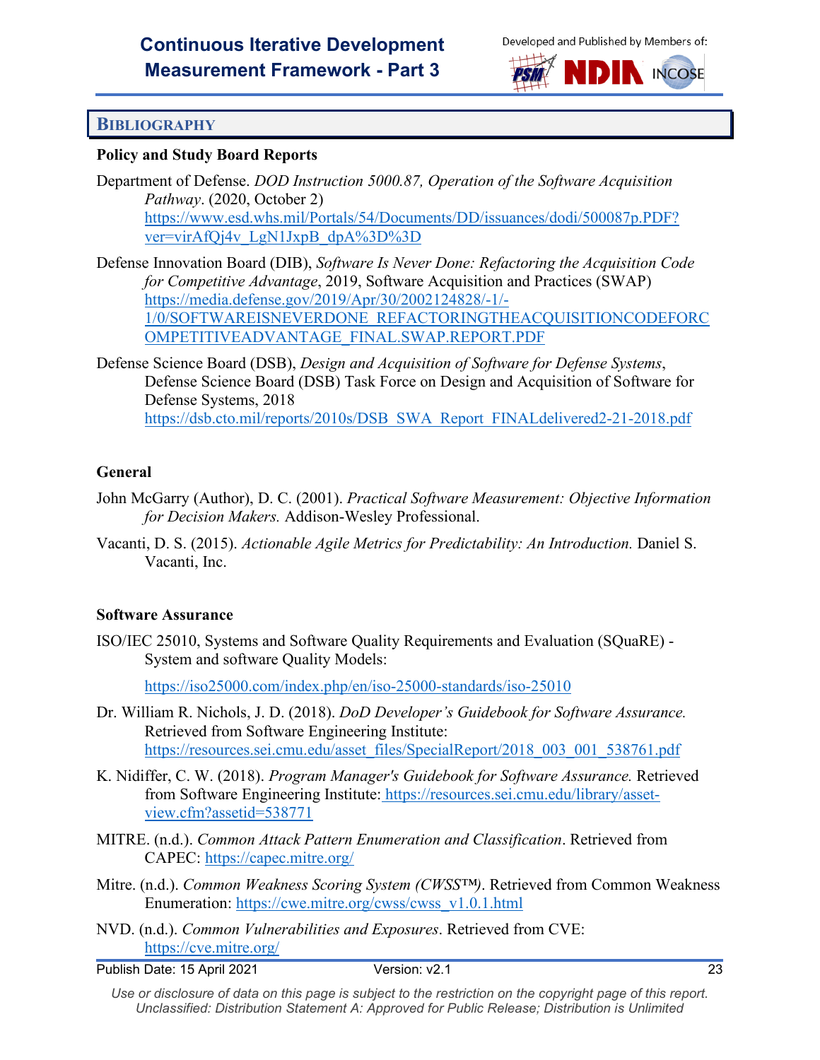## BIBLIOGRAPHY

**Policy and Study Board Reports**

Department of Defense. *DOD Instruction 5000.87, Operation of the Software Acquisition Pathway*. (2020, October 2) https://www.esd.whs.mil/Portals/54/Documents/DD/issuances/dodi/500087p.PDF?ver=virAfQj4v_LgN1JxpB_dpA%3D%3D

Defense Innovation Board (DIB), *Software Is Never Done: Refactoring the Acquisition Code for Competitive Advantage*, 2019, Software Acquisition and Practices (SWAP) https://media.defense.gov/2019/Apr/30/2002124828/-1/-1/0/SOFTWAREISNEVERDONE_REFACTORINGTHEACQUISITIONCODEFORCOMPETITIVEADVANTAGE_FINAL.SWAP.REPORT.PDF

Defense Science Board (DSB), *Design and Acquisition of Software for Defense Systems*, Defense Science Board (DSB) Task Force on Design and Acquisition of Software for Defense Systems, 2018 https://dsb.cto.mil/reports/2010s/DSB_SWA_Report_FINALdelivered2-21-2018.pdf

**General**

John McGarry (Author), D. C. (2001). *Practical Software Measurement: Objective Information for Decision Makers.* Addison-Wesley Professional.

Vacanti, D. S. (2015). *Actionable Agile Metrics for Predictability: An Introduction.* Daniel S. Vacanti, Inc.

**Software Assurance**

ISO/IEC 25010, Systems and Software Quality Requirements and Evaluation (SQuaRE) - System and software Quality Models:

https://iso25000.com/index.php/en/iso-25000-standards/iso-25010

Dr. William R. Nichols, J. D. (2018). *DoD Developer's Guidebook for Software Assurance.* Retrieved from Software Engineering Institute: https://resources.sei.cmu.edu/asset_files/SpecialReport/2018_003_001_538761.pdf

K. Nidiffer, C. W. (2018). *Program Manager's Guidebook for Software Assurance.* Retrieved from Software Engineering Institute: https://resources.sei.cmu.edu/library/asset-view.cfm?assetid=538771

MITRE. (n.d.). *Common Attack Pattern Enumeration and Classification*. Retrieved from CAPEC: https://capec.mitre.org/

Mitre. (n.d.). *Common Weakness Scoring System (CWSS™)*. Retrieved from Common Weakness Enumeration: https://cwe.mitre.org/cwss/cwss_v1.0.1.html

NVD. (n.d.). *Common Vulnerabilities and Exposures*. Retrieved from CVE: https://cve.mitre.org/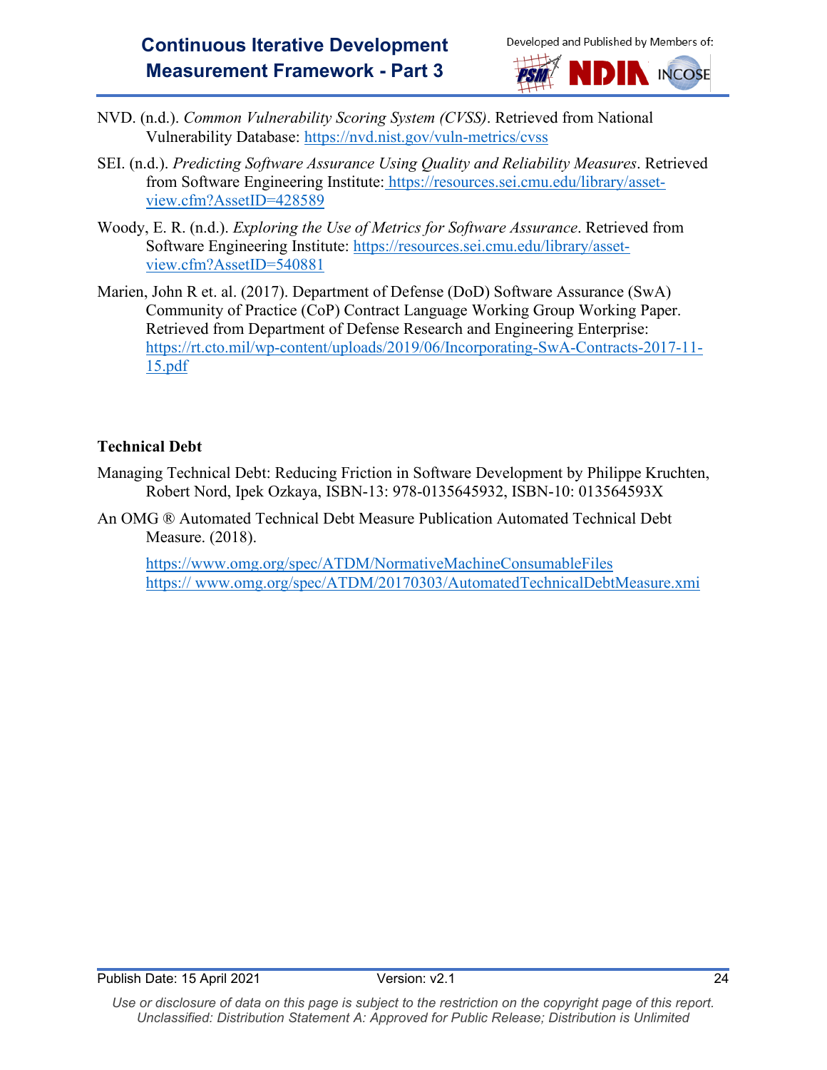NVD. (n.d.). *Common Vulnerability Scoring System (CVSS)*. Retrieved from National Vulnerability Database: https://nvd.nist.gov/vuln-metrics/cvss

SEI. (n.d.). *Predicting Software Assurance Using Quality and Reliability Measures*. Retrieved from Software Engineering Institute: https://resources.sei.cmu.edu/library/asset-view.cfm?AssetID=428589

Woody, E. R. (n.d.). *Exploring the Use of Metrics for Software Assurance*. Retrieved from Software Engineering Institute: https://resources.sei.cmu.edu/library/asset-view.cfm?AssetID=540881

Marien, John R et. al. (2017). Department of Defense (DoD) Software Assurance (SwA) Community of Practice (CoP) Contract Language Working Group Working Paper. Retrieved from Department of Defense Research and Engineering Enterprise: https://rt.cto.mil/wp-content/uploads/2019/06/Incorporating-SwA-Contracts-2017-11-15.pdf

**Technical Debt**

Managing Technical Debt: Reducing Friction in Software Development by Philippe Kruchten, Robert Nord, Ipek Ozkaya, ISBN-13: 978-0135645932, ISBN-10: 013564593X

An OMG ® Automated Technical Debt Measure Publication Automated Technical Debt Measure. (2018).

https://www.omg.org/spec/ATDM/NormativeMachineConsumableFiles
https:// www.omg.org/spec/ATDM/20170303/AutomatedTechnicalDebtMeasure.xmi